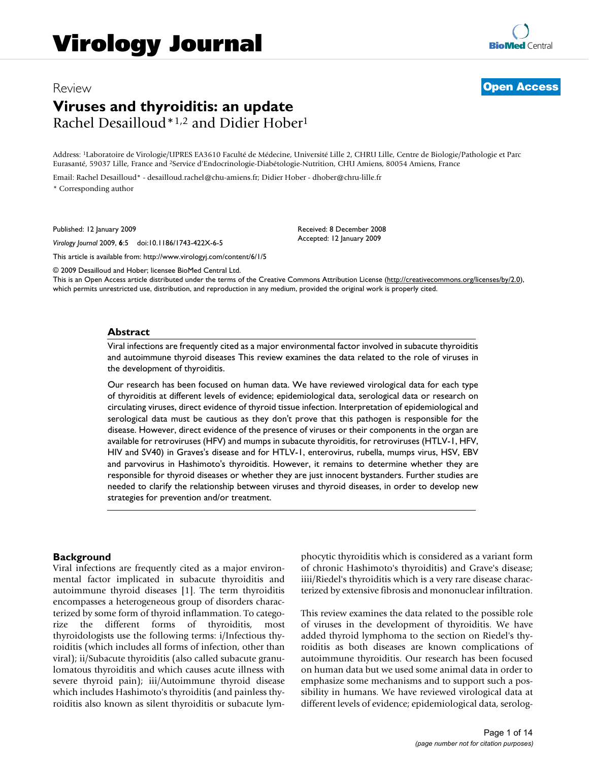Review

**Open Access**

# Viruses and thyroiditis: an update

Rachel Desailloud*[1,2] and Didier Hober[1]

Address: [1]Laboratoire de Virologie/UPRES EA3610 Faculté de Médecine, Université Lille 2, CHRU Lille, Centre de Biologie/Pathologie et Parc Eurasanté, 59037 Lille, France and [2]Service d'Endocrinologie-Diabétologie-Nutrition, CHU Amiens, 80054 Amiens, France

Email: Rachel Desailloud* - desailloud.rachel@chu-amiens.fr; Didier Hober - dhober@chru-lille.fr

* Corresponding author

Published: 12 January 2009

*Virology Journal* 2009, **6**:5 doi:10.1186/1743-422X-6-5

Received: 8 December 2008
Accepted: 12 January 2009

This article is available from: http://www.virologyj.com/content/6/1/5

© 2009 Desailloud and Hober; licensee BioMed Central Ltd.
This is an Open Access article distributed under the terms of the Creative Commons Attribution License (http://creativecommons.org/licenses/by/2.0), which permits unrestricted use, distribution, and reproduction in any medium, provided the original work is properly cited.

## Abstract

Viral infections are frequently cited as a major environmental factor involved in subacute thyroiditis and autoimmune thyroid diseases This review examines the data related to the role of viruses in the development of thyroiditis.

Our research has been focused on human data. We have reviewed virological data for each type of thyroiditis at different levels of evidence; epidemiological data, serological data or research on circulating viruses, direct evidence of thyroid tissue infection. Interpretation of epidemiological and serological data must be cautious as they don't prove that this pathogen is responsible for the disease. However, direct evidence of the presence of viruses or their components in the organ are available for retroviruses (HFV) and mumps in subacute thyroiditis, for retroviruses (HTLV-1, HFV, HIV and SV40) in Graves's disease and for HTLV-1, enterovirus, rubella, mumps virus, HSV, EBV and parvovirus in Hashimoto's thyroiditis. However, it remains to determine whether they are responsible for thyroid diseases or whether they are just innocent bystanders. Further studies are needed to clarify the relationship between viruses and thyroid diseases, in order to develop new strategies for prevention and/or treatment.

## Background

Viral infections are frequently cited as a major environmental factor implicated in subacute thyroiditis and autoimmune thyroid diseases [1]. The term thyroiditis encompasses a heterogeneous group of disorders characterized by some form of thyroid inflammation. To categorize the different forms of thyroiditis, most thyroidologists use the following terms: i/Infectious thyroiditis (which includes all forms of infection, other than viral); ii/Subacute thyroiditis (also called subacute granulomatous thyroiditis and which causes acute illness with severe thyroid pain); iii/Autoimmune thyroid disease which includes Hashimoto's thyroiditis (and painless thyroiditis also known as silent thyroiditis or subacute lymphocytic thyroiditis which is considered as a variant form of chronic Hashimoto's thyroiditis) and Grave's disease; iiii/Riedel's thyroiditis which is a very rare disease characterized by extensive fibrosis and mononuclear infiltration.

This review examines the data related to the possible role of viruses in the development of thyroiditis. We have added thyroid lymphoma to the section on Riedel's thyroiditis as both diseases are known complications of autoimmune thyroiditis. Our research has been focused on human data but we used some animal data in order to emphasize some mechanisms and to support such a possibility in humans. We have reviewed virological data at different levels of evidence; epidemiological data, serolog-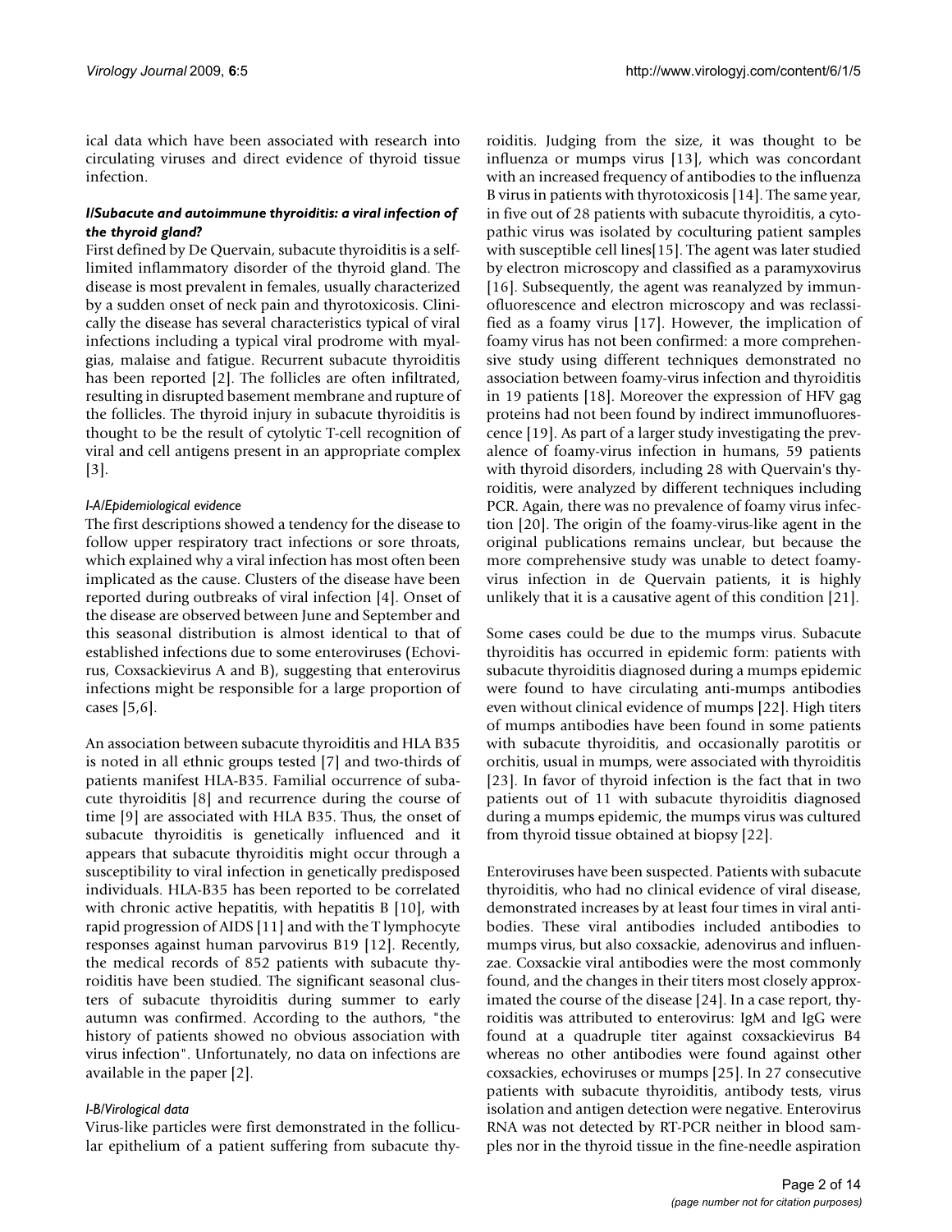ical data which have been associated with research into circulating viruses and direct evidence of thyroid tissue infection.

### *I/Subacute and autoimmune thyroiditis: a viral infection of the thyroid gland?*

First defined by De Quervain, subacute thyroiditis is a self-limited inflammatory disorder of the thyroid gland. The disease is most prevalent in females, usually characterized by a sudden onset of neck pain and thyrotoxicosis. Clinically the disease has several characteristics typical of viral infections including a typical viral prodrome with myalgias, malaise and fatigue. Recurrent subacute thyroiditis has been reported [2]. The follicles are often infiltrated, resulting in disrupted basement membrane and rupture of the follicles. The thyroid injury in subacute thyroiditis is thought to be the result of cytolytic T-cell recognition of viral and cell antigens present in an appropriate complex [3].

#### *I-A/Epidemiological evidence*

The first descriptions showed a tendency for the disease to follow upper respiratory tract infections or sore throats, which explained why a viral infection has most often been implicated as the cause. Clusters of the disease have been reported during outbreaks of viral infection [4]. Onset of the disease are observed between June and September and this seasonal distribution is almost identical to that of established infections due to some enteroviruses (Echovirus, Coxsackievirus A and B), suggesting that enterovirus infections might be responsible for a large proportion of cases [5,6].

An association between subacute thyroiditis and HLA B35 is noted in all ethnic groups tested [7] and two-thirds of patients manifest HLA-B35. Familial occurrence of subacute thyroiditis [8] and recurrence during the course of time [9] are associated with HLA B35. Thus, the onset of subacute thyroiditis is genetically influenced and it appears that subacute thyroiditis might occur through a susceptibility to viral infection in genetically predisposed individuals. HLA-B35 has been reported to be correlated with chronic active hepatitis, with hepatitis B [10], with rapid progression of AIDS [11] and with the T lymphocyte responses against human parvovirus B19 [12]. Recently, the medical records of 852 patients with subacute thyroiditis have been studied. The significant seasonal clusters of subacute thyroiditis during summer to early autumn was confirmed. According to the authors, "the history of patients showed no obvious association with virus infection". Unfortunately, no data on infections are available in the paper [2].

#### *I-B/Virological data*

Virus-like particles were first demonstrated in the follicular epithelium of a patient suffering from subacute thyroiditis. Judging from the size, it was thought to be influenza or mumps virus [13], which was concordant with an increased frequency of antibodies to the influenza B virus in patients with thyrotoxicosis [14]. The same year, in five out of 28 patients with subacute thyroiditis, a cytopathic virus was isolated by coculturing patient samples with susceptible cell lines[15]. The agent was later studied by electron microscopy and classified as a paramyxovirus [16]. Subsequently, the agent was reanalyzed by immunofluorescence and electron microscopy and was reclassified as a foamy virus [17]. However, the implication of foamy virus has not been confirmed: a more comprehensive study using different techniques demonstrated no association between foamy-virus infection and thyroiditis in 19 patients [18]. Moreover the expression of HFV gag proteins had not been found by indirect immunofluorescence [19]. As part of a larger study investigating the prevalence of foamy-virus infection in humans, 59 patients with thyroid disorders, including 28 with Quervain's thyroiditis, were analyzed by different techniques including PCR. Again, there was no prevalence of foamy virus infection [20]. The origin of the foamy-virus-like agent in the original publications remains unclear, but because the more comprehensive study was unable to detect foamy-virus infection in de Quervain patients, it is highly unlikely that it is a causative agent of this condition [21].

Some cases could be due to the mumps virus. Subacute thyroiditis has occurred in epidemic form: patients with subacute thyroiditis diagnosed during a mumps epidemic were found to have circulating anti-mumps antibodies even without clinical evidence of mumps [22]. High titers of mumps antibodies have been found in some patients with subacute thyroiditis, and occasionally parotitis or orchitis, usual in mumps, were associated with thyroiditis [23]. In favor of thyroid infection is the fact that in two patients out of 11 with subacute thyroiditis diagnosed during a mumps epidemic, the mumps virus was cultured from thyroid tissue obtained at biopsy [22].

Enteroviruses have been suspected. Patients with subacute thyroiditis, who had no clinical evidence of viral disease, demonstrated increases by at least four times in viral antibodies. These viral antibodies included antibodies to mumps virus, but also coxsackie, adenovirus and influenzae. Coxsackie viral antibodies were the most commonly found, and the changes in their titers most closely approximated the course of the disease [24]. In a case report, thyroiditis was attributed to enterovirus: IgM and IgG were found at a quadruple titer against coxsackievirus B4 whereas no other antibodies were found against other coxsackies, echoviruses or mumps [25]. In 27 consecutive patients with subacute thyroiditis, antibody tests, virus isolation and antigen detection were negative. Enterovirus RNA was not detected by RT-PCR neither in blood samples nor in the thyroid tissue in the fine-needle aspiration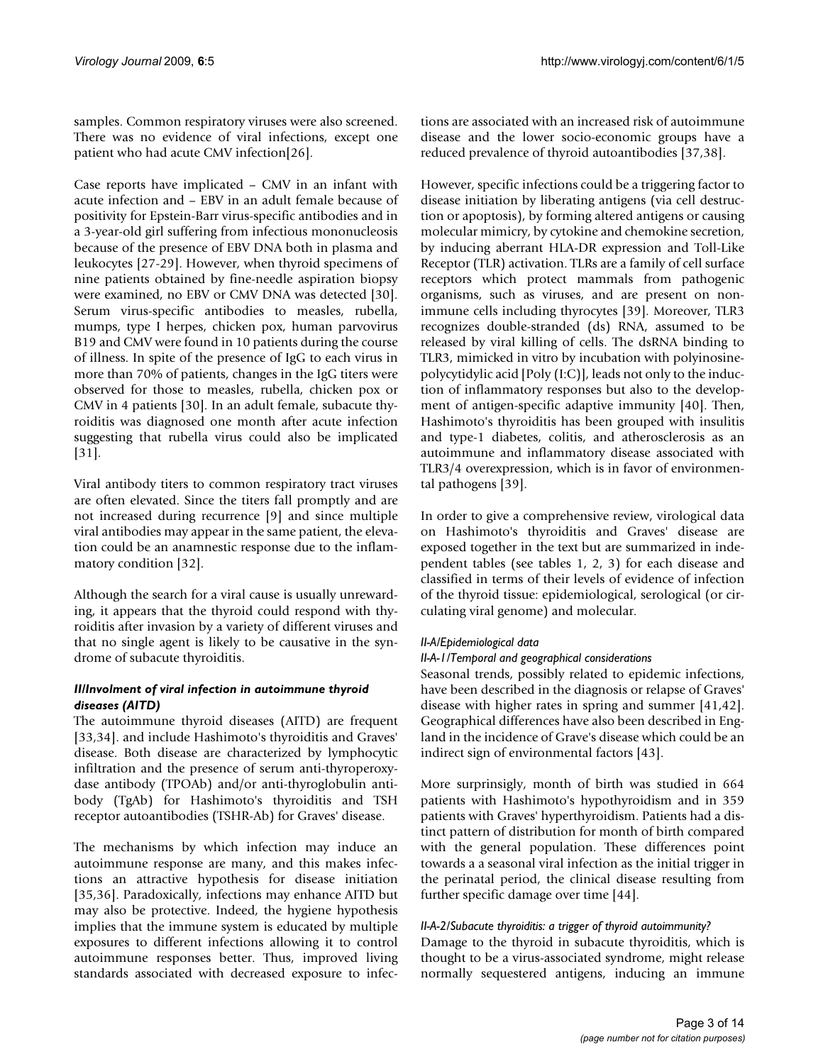samples. Common respiratory viruses were also screened. There was no evidence of viral infections, except one patient who had acute CMV infection[26].

Case reports have implicated – CMV in an infant with acute infection and – EBV in an adult female because of positivity for Epstein-Barr virus-specific antibodies and in a 3-year-old girl suffering from infectious mononucleosis because of the presence of EBV DNA both in plasma and leukocytes [27-29]. However, when thyroid specimens of nine patients obtained by fine-needle aspiration biopsy were examined, no EBV or CMV DNA was detected [30]. Serum virus-specific antibodies to measles, rubella, mumps, type I herpes, chicken pox, human parvovirus B19 and CMV were found in 10 patients during the course of illness. In spite of the presence of IgG to each virus in more than 70% of patients, changes in the IgG titers were observed for those to measles, rubella, chicken pox or CMV in 4 patients [30]. In an adult female, subacute thyroiditis was diagnosed one month after acute infection suggesting that rubella virus could also be implicated [31].

Viral antibody titers to common respiratory tract viruses are often elevated. Since the titers fall promptly and are not increased during recurrence [9] and since multiple viral antibodies may appear in the same patient, the elevation could be an anamnestic response due to the inflammatory condition [32].

Although the search for a viral cause is usually unrewarding, it appears that the thyroid could respond with thyroiditis after invasion by a variety of different viruses and that no single agent is likely to be causative in the syndrome of subacute thyroiditis.

### *II/Involment of viral infection in autoimmune thyroid diseases (AITD)*

The autoimmune thyroid diseases (AITD) are frequent [33,34]. and include Hashimoto's thyroiditis and Graves' disease. Both disease are characterized by lymphocytic infiltration and the presence of serum anti-thyroperoxydase antibody (TPOAb) and/or anti-thyroglobulin antibody (TgAb) for Hashimoto's thyroiditis and TSH receptor autoantibodies (TSHR-Ab) for Graves' disease.

The mechanisms by which infection may induce an autoimmune response are many, and this makes infections an attractive hypothesis for disease initiation [35,36]. Paradoxically, infections may enhance AITD but may also be protective. Indeed, the hygiene hypothesis implies that the immune system is educated by multiple exposures to different infections allowing it to control autoimmune responses better. Thus, improved living standards associated with decreased exposure to infections are associated with an increased risk of autoimmune disease and the lower socio-economic groups have a reduced prevalence of thyroid autoantibodies [37,38].

However, specific infections could be a triggering factor to disease initiation by liberating antigens (via cell destruction or apoptosis), by forming altered antigens or causing molecular mimicry, by cytokine and chemokine secretion, by inducing aberrant HLA-DR expression and Toll-Like Receptor (TLR) activation. TLRs are a family of cell surface receptors which protect mammals from pathogenic organisms, such as viruses, and are present on non-immune cells including thyrocytes [39]. Moreover, TLR3 recognizes double-stranded (ds) RNA, assumed to be released by viral killing of cells. The dsRNA binding to TLR3, mimicked in vitro by incubation with polyinosine-polycytidylic acid [Poly (I:C)], leads not only to the induction of inflammatory responses but also to the development of antigen-specific adaptive immunity [40]. Then, Hashimoto's thyroiditis has been grouped with insulitis and type-1 diabetes, colitis, and atherosclerosis as an autoimmune and inflammatory disease associated with TLR3/4 overexpression, which is in favor of environmental pathogens [39].

In order to give a comprehensive review, virological data on Hashimoto's thyroiditis and Graves' disease are exposed together in the text but are summarized in independent tables (see tables 1, 2, 3) for each disease and classified in terms of their levels of evidence of infection of the thyroid tissue: epidemiological, serological (or circulating viral genome) and molecular.

#### *II-A/Epidemiological data*

##### *II-A-1/Temporal and geographical considerations*

Seasonal trends, possibly related to epidemic infections, have been described in the diagnosis or relapse of Graves' disease with higher rates in spring and summer [41,42]. Geographical differences have also been described in England in the incidence of Grave's disease which could be an indirect sign of environmental factors [43].

More surprinsigly, month of birth was studied in 664 patients with Hashimoto's hypothyroidism and in 359 patients with Graves' hyperthyroidism. Patients had a distinct pattern of distribution for month of birth compared with the general population. These differences point towards a a seasonal viral infection as the initial trigger in the perinatal period, the clinical disease resulting from further specific damage over time [44].

##### *II-A-2/Subacute thyroiditis: a trigger of thyroid autoimmunity?*

Damage to the thyroid in subacute thyroiditis, which is thought to be a virus-associated syndrome, might release normally sequestered antigens, inducing an immune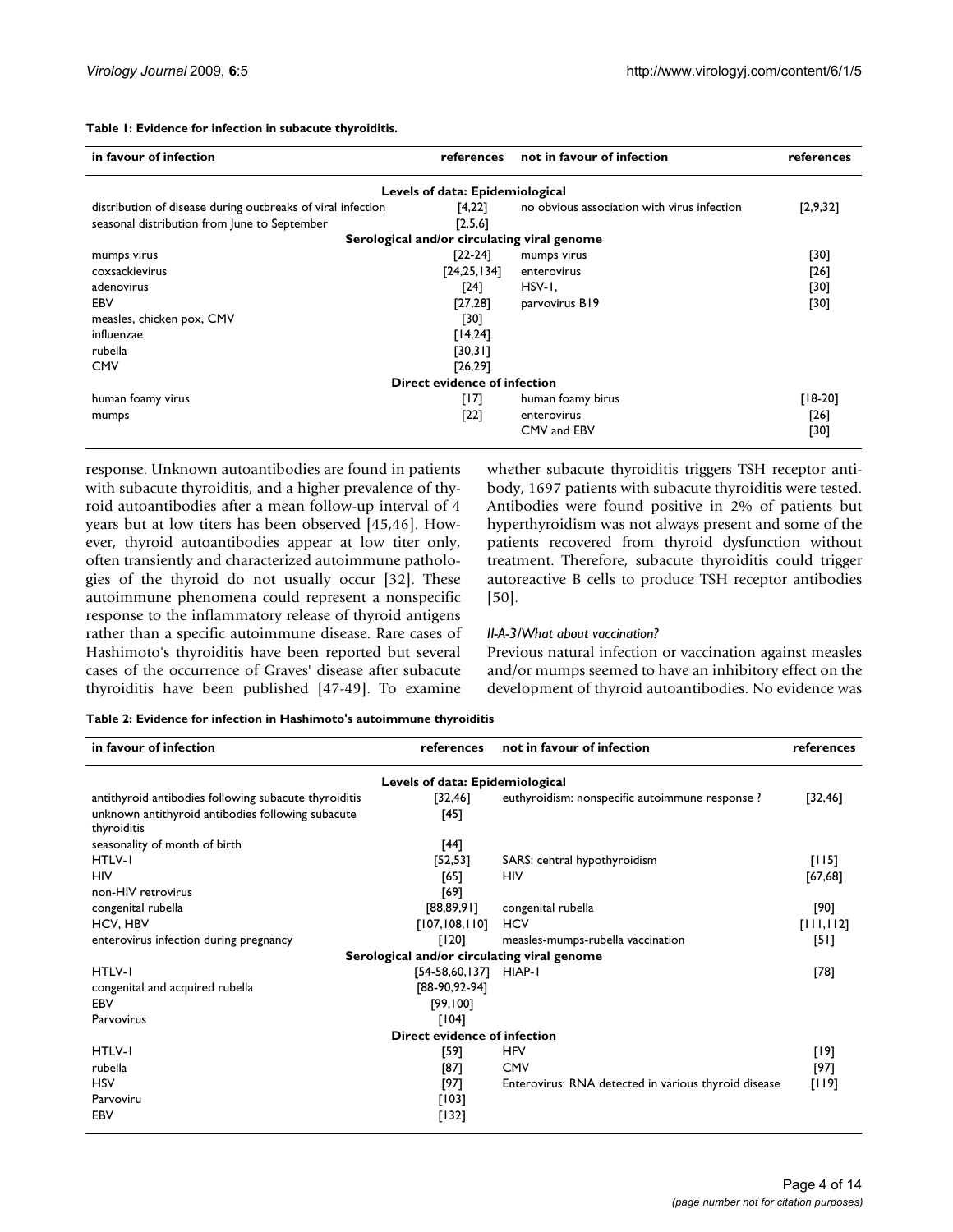**Table 1: Evidence for infection in subacute thyroiditis.**

| in favour of infection | references | not in favour of infection | references |
|---|---|---|---|
| **Levels of data: Epidemiological** | | | |
| distribution of disease during outbreaks of viral infection | [4,22] | no obvious association with virus infection | [2,9,32] |
| seasonal distribution from June to September | [2,5,6] | | |
| **Serological and/or circulating viral genome** | | | |
| mumps virus | [22-24] | mumps virus | [30] |
| coxsackievirus | [24,25,134] | enterovirus | [26] |
| adenovirus | [24] | HSV-1, | [30] |
| EBV | [27,28] | parvovirus B19 | [30] |
| measles, chicken pox, CMV | [30] | | |
| influenzae | [14,24] | | |
| rubella | [30,31] | | |
| CMV | [26,29] | | |
| **Direct evidence of infection** | | | |
| human foamy virus | [17] | human foamy birus | [18-20] |
| mumps | [22] | enterovirus | [26] |
| | | CMV and EBV | [30] |

response. Unknown autoantibodies are found in patients with subacute thyroiditis, and a higher prevalence of thyroid autoantibodies after a mean follow-up interval of 4 years but at low titers has been observed [45,46]. However, thyroid autoantibodies appear at low titer only, often transiently and characterized autoimmune pathologies of the thyroid do not usually occur [32]. These autoimmune phenomena could represent a nonspecific response to the inflammatory release of thyroid antigens rather than a specific autoimmune disease. Rare cases of Hashimoto's thyroiditis have been reported but several cases of the occurrence of Graves' disease after subacute thyroiditis have been published [47-49]. To examine whether subacute thyroiditis triggers TSH receptor antibody, 1697 patients with subacute thyroiditis were tested. Antibodies were found positive in 2% of patients but hyperthyroidism was not always present and some of the patients recovered from thyroid dysfunction without treatment. Therefore, subacute thyroiditis could trigger autoreactive B cells to produce TSH receptor antibodies [50].

#### *II-A-3/What about vaccination?*

Previous natural infection or vaccination against measles and/or mumps seemed to have an inhibitory effect on the development of thyroid autoantibodies. No evidence was

**Table 2: Evidence for infection in Hashimoto's autoimmune thyroiditis**

| in favour of infection | references | not in favour of infection | references |
|---|---|---|---|
| **Levels of data: Epidemiological** | | | |
| antithyroid antibodies following subacute thyroiditis | [32,46] | euthyroidism: nonspecific autoimmune response ? | [32,46] |
| unknown antithyroid antibodies following subacute thyroiditis | [45] | | |
| seasonality of month of birth | [44] | | |
| HTLV-1 | [52,53] | SARS: central hypothyroidism | [115] |
| HIV | [65] | HIV | [67,68] |
| non-HIV retrovirus | [69] | | |
| congenital rubella | [88,89,91] | congenital rubella | [90] |
| HCV, HBV | [107,108,110] | HCV | [111,112] |
| enterovirus infection during pregnancy | [120] | measles-mumps-rubella vaccination | [51] |
| **Serological and/or circulating viral genome** | | | |
| HTLV-1 | [54-58,60,137] | HIAP-1 | [78] |
| congenital and acquired rubella | [88-90,92-94] | | |
| EBV | [99,100] | | |
| Parvovirus | [104] | | |
| **Direct evidence of infection** | | | |
| HTLV-1 | [59] | HFV | [19] |
| rubella | [87] | CMV | [97] |
| HSV | [97] | Enterovirus: RNA detected in various thyroid disease | [119] |
| Parvoviru | [103] | | |
| EBV | [132] | | |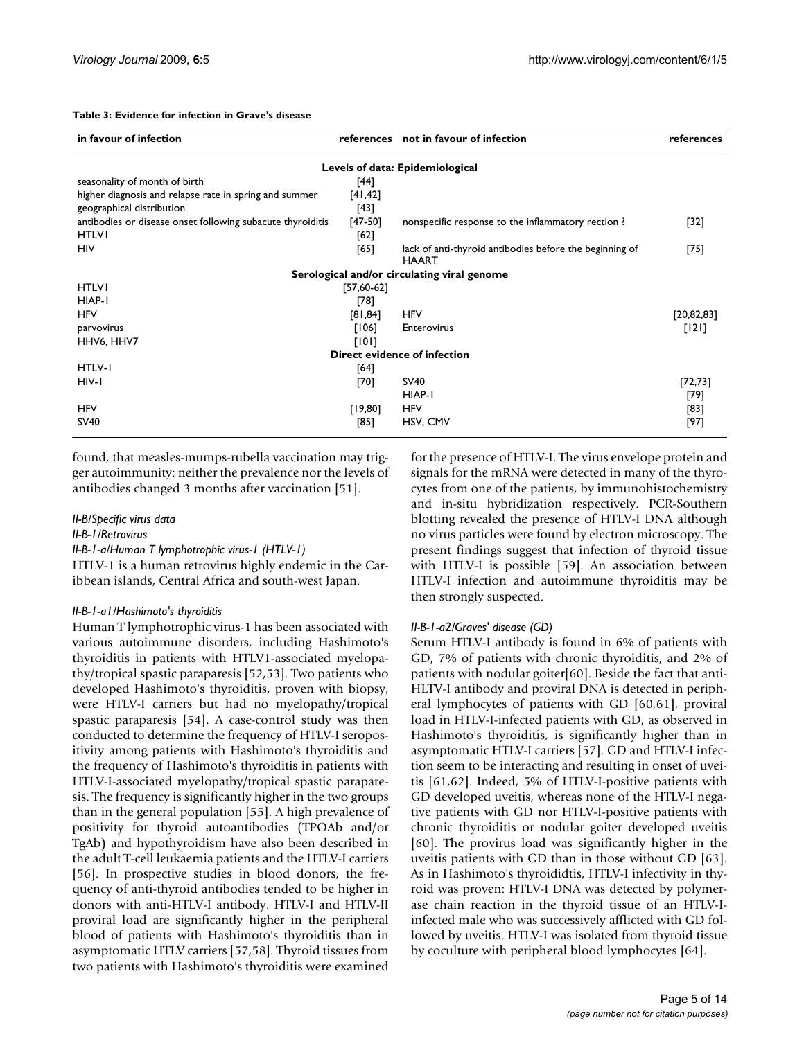**Table 3: Evidence for infection in Grave's disease**

| in favour of infection | references | not in favour of infection | references |
| --- | --- | --- | --- |
| **Levels of data: Epidemiological** | | | |
| seasonality of month of birth | [44] | | |
| higher diagnosis and relapse rate in spring and summer | [41,42] | | |
| geographical distribution | [43] | | |
| antibodies or disease onset following subacute thyroiditis | [47-50] | nonspecific response to the inflammatory reaction ? | [32] |
| HTLVI | [62] | | |
| HIV | [65] | lack of anti-thyroid antibodies before the beginning of HAART | [75] |
| **Serological and/or circulating viral genome** | | | |
| HTLVI | [57,60-62] | | |
| HIAP-1 | [78] | | |
| HFV | [81,84] | HFV | [20,82,83] |
| parvovirus | [106] | Enterovirus | [121] |
| HHV6, HHV7 | [101] | | |
| **Direct evidence of infection** | | | |
| HTLV-I | [64] | | |
| HIV-1 | [70] | SV40 | [72,73] |
| | | HIAP-1 | [79] |
| HFV | [19,80] | HFV | [83] |
| SV40 | [85] | HSV, CMV | [97] |

found, that measles-mumps-rubella vaccination may trigger autoimmunity: neither the prevalence nor the levels of antibodies changed 3 months after vaccination [51].

*II-B/Specific virus data*

*II-B-1/Retrovirus*

*II-B-1-a/Human T lymphotrophic virus-1 (HTLV-1)*

HTLV-1 is a human retrovirus highly endemic in the Caribbean islands, Central Africa and south-west Japan.

*II-B-1-a1/Hashimoto's thyroiditis*

Human T lymphotrophic virus-1 has been associated with various autoimmune disorders, including Hashimoto's thyroiditis in patients with HTLV1-associated myelopathy/tropical spastic paraparesis [52,53]. Two patients who developed Hashimoto's thyroiditis, proven with biopsy, were HTLV-I carriers but had no myelopathy/tropical spastic paraparesis [54]. A case-control study was then conducted to determine the frequency of HTLV-I seropositivity among patients with Hashimoto's thyroiditis and the frequency of Hashimoto's thyroiditis in patients with HTLV-I-associated myelopathy/tropical spastic paraparesis. The frequency is significantly higher in the two groups than in the general population [55]. A high prevalence of positivity for thyroid autoantibodies (TPOAb and/or TgAb) and hypothyroidism have also been described in the adult T-cell leukaemia patients and the HTLV-I carriers [56]. In prospective studies in blood donors, the frequency of anti-thyroid antibodies tended to be higher in donors with anti-HTLV-I antibody. HTLV-I and HTLV-II proviral load are significantly higher in the peripheral blood of patients with Hashimoto's thyroiditis than in asymptomatic HTLV carriers [57,58]. Thyroid tissues from two patients with Hashimoto's thyroiditis were examined for the presence of HTLV-I. The virus envelope protein and signals for the mRNA were detected in many of the thyrocytes from one of the patients, by immunohistochemistry and in-situ hybridization respectively. PCR-Southern blotting revealed the presence of HTLV-I DNA although no virus particles were found by electron microscopy. The present findings suggest that infection of thyroid tissue with HTLV-I is possible [59]. An association between HTLV-I infection and autoimmune thyroiditis may be then strongly suspected.

*II-B-1-a2/Graves' disease (GD)*

Serum HTLV-I antibody is found in 6% of patients with GD, 7% of patients with chronic thyroiditis, and 2% of patients with nodular goiter[60]. Beside the fact that anti-HLTV-I antibody and proviral DNA is detected in peripheral lymphocytes of patients with GD [60,61], proviral load in HTLV-I-infected patients with GD, as observed in Hashimoto's thyroiditis, is significantly higher than in asymptomatic HTLV-I carriers [57]. GD and HTLV-I infection seem to be interacting and resulting in onset of uveitis [61,62]. Indeed, 5% of HTLV-I-positive patients with GD developed uveitis, whereas none of the HTLV-I negative patients with GD nor HTLV-I-positive patients with chronic thyroiditis or nodular goiter developed uveitis [60]. The provirus load was significantly higher in the uveitis patients with GD than in those without GD [63]. As in Hashimoto's thyroididtis, HTLV-I infectivity in thyroid was proven: HTLV-I DNA was detected by polymerase chain reaction in the thyroid tissue of an HTLV-I-infected male who was successively afflicted with GD followed by uveitis. HTLV-I was isolated from thyroid tissue by coculture with peripheral blood lymphocytes [64].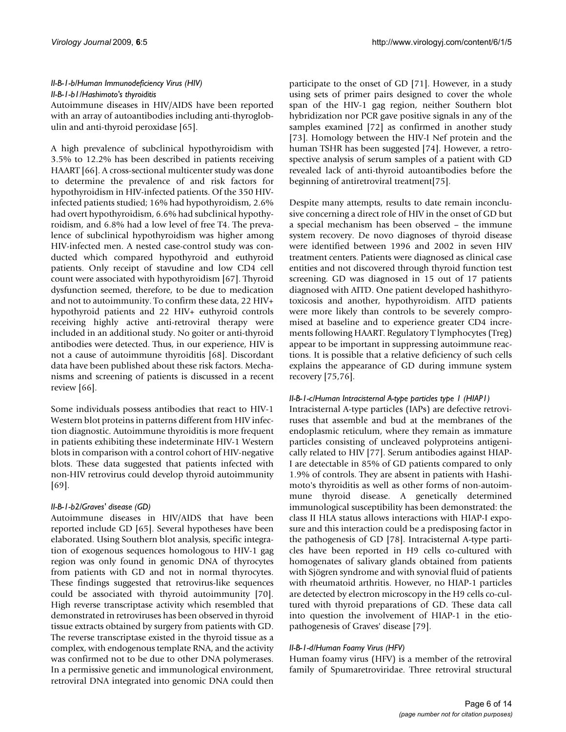#### II-B-1-b/Human Immunodeficiency Virus (HIV)

##### II-B-1-b1/Hashimoto's thyroiditis

Autoimmune diseases in HIV/AIDS have been reported with an array of autoantibodies including anti-thyroglobulin and anti-thyroid peroxidase [65].

A high prevalence of subclinical hypothyroidism with 3.5% to 12.2% has been described in patients receiving HAART [66]. A cross-sectional multicenter study was done to determine the prevalence of and risk factors for hypothyroidism in HIV-infected patients. Of the 350 HIV-infected patients studied; 16% had hypothyroidism, 2.6% had overt hypothyroidism, 6.6% had subclinical hypothyroidism, and 6.8% had a low level of free T4. The prevalence of subclinical hypothyroidism was higher among HIV-infected men. A nested case-control study was conducted which compared hypothyroid and euthyroid patients. Only receipt of stavudine and low CD4 cell count were associated with hypothyroidism [67]. Thyroid dysfunction seemed, therefore, to be due to medication and not to autoimmunity. To confirm these data, 22 HIV+ hypothyroid patients and 22 HIV+ euthyroid controls receiving highly active anti-retroviral therapy were included in an additional study. No goiter or anti-thyroid antibodies were detected. Thus, in our experience, HIV is not a cause of autoimmune thyroiditis [68]. Discordant data have been published about these risk factors. Mechanisms and screening of patients is discussed in a recent review [66].

Some individuals possess antibodies that react to HIV-1 Western blot proteins in patterns different from HIV infection diagnostic. Autoimmune thyroiditis is more frequent in patients exhibiting these indeterminate HIV-1 Western blots in comparison with a control cohort of HIV-negative blots. These data suggested that patients infected with non-HIV retrovirus could develop thyroid autoimmunity [69].

##### II-B-1-b2/Graves' disease (GD)

Autoimmune diseases in HIV/AIDS that have been reported include GD [65]. Several hypotheses have been elaborated. Using Southern blot analysis, specific integration of exogenous sequences homologous to HIV-1 gag region was only found in genomic DNA of thyrocytes from patients with GD and not in normal thyrocytes. These findings suggested that retrovirus-like sequences could be associated with thyroid autoimmunity [70]. High reverse transcriptase activity which resembled that demonstrated in retroviruses has been observed in thyroid tissue extracts obtained by surgery from patients with GD. The reverse transcriptase existed in the thyroid tissue as a complex, with endogenous template RNA, and the activity was confirmed not to be due to other DNA polymerases. In a permissive genetic and immunological environment, retroviral DNA integrated into genomic DNA could then participate to the onset of GD [71]. However, in a study using sets of primer pairs designed to cover the whole span of the HIV-1 gag region, neither Southern blot hybridization nor PCR gave positive signals in any of the samples examined [72] as confirmed in another study [73]. Homology between the HIV-I Nef protein and the human TSHR has been suggested [74]. However, a retrospective analysis of serum samples of a patient with GD revealed lack of anti-thyroid autoantibodies before the beginning of antiretroviral treatment[75].

Despite many attempts, results to date remain inconclusive concerning a direct role of HIV in the onset of GD but a special mechanism has been observed – the immune system recovery. De novo diagnoses of thyroid disease were identified between 1996 and 2002 in seven HIV treatment centers. Patients were diagnosed as clinical case entities and not discovered through thyroid function test screening. GD was diagnosed in 15 out of 17 patients diagnosed with AITD. One patient developed hashithyrotoxicosis and another, hypothyroidism. AITD patients were more likely than controls to be severely compromised at baseline and to experience greater CD4 increments following HAART. Regulatory T lymphocytes (Treg) appear to be important in suppressing autoimmune reactions. It is possible that a relative deficiency of such cells explains the appearance of GD during immune system recovery [75,76].

#### II-B-1-c/Human Intracisternal A-type particles type 1 (HIAP1)

Intracisternal A-type particles (IAPs) are defective retroviruses that assemble and bud at the membranes of the endoplasmic reticulum, where they remain as immature particles consisting of uncleaved polyproteins antigenically related to HIV [77]. Serum antibodies against HIAP-I are detectable in 85% of GD patients compared to only 1.9% of controls. They are absent in patients with Hashimoto's thyroiditis as well as other forms of non-autoimmune thyroid disease. A genetically determined immunological susceptibility has been demonstrated: the class II HLA status allows interactions with HIAP-I exposure and this interaction could be a predisposing factor in the pathogenesis of GD [78]. Intracisternal A-type particles have been reported in H9 cells co-cultured with homogenates of salivary glands obtained from patients with Sjögren syndrome and with synovial fluid of patients with rheumatoid arthritis. However, no HIAP-1 particles are detected by electron microscopy in the H9 cells co-cultured with thyroid preparations of GD. These data call into question the involvement of HIAP-1 in the etiopathogenesis of Graves' disease [79].

#### II-B-1-d/Human Foamy Virus (HFV)

Human foamy virus (HFV) is a member of the retroviral family of Spumaretroviridae. Three retroviral structural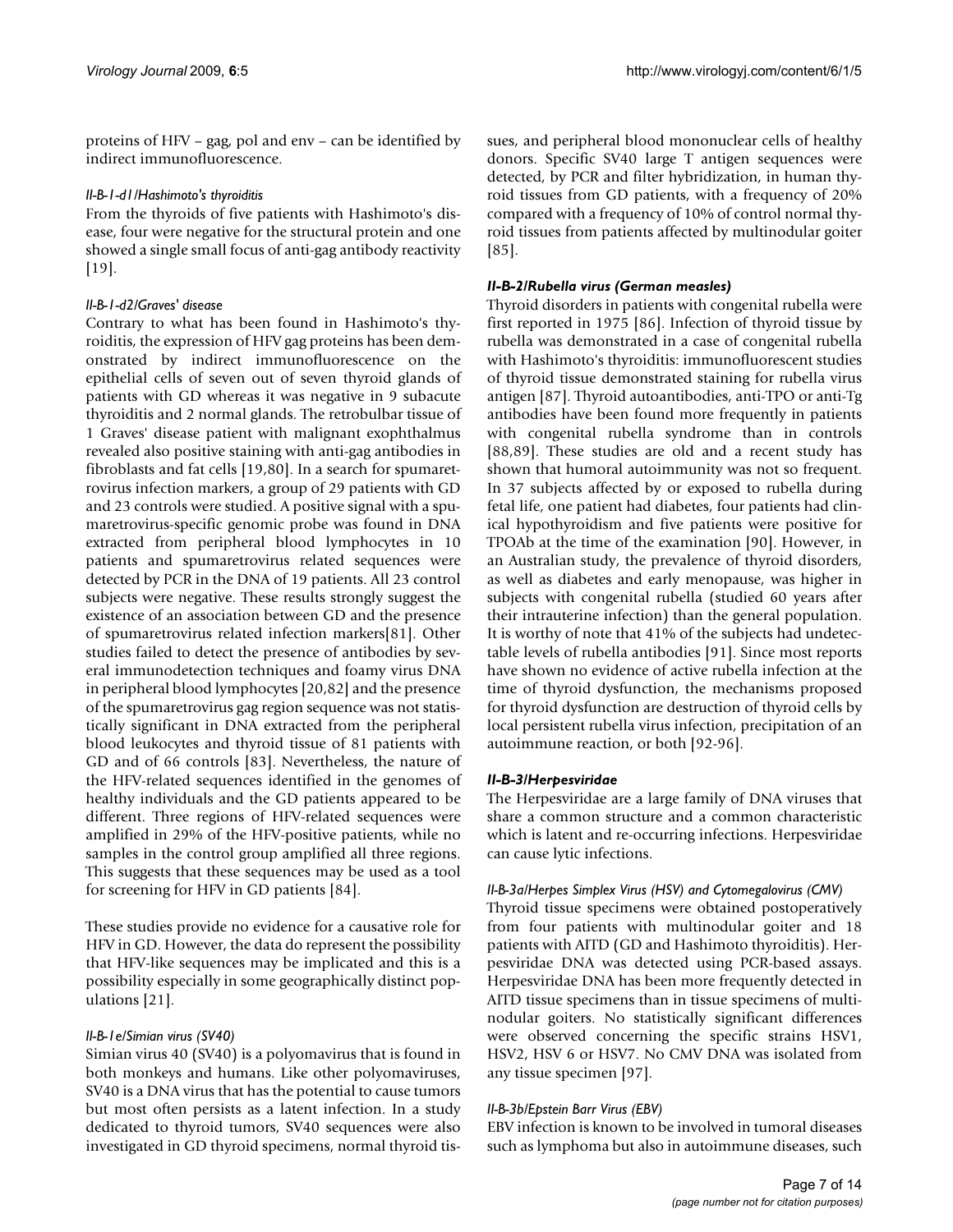proteins of HFV – gag, pol and env – can be identified by indirect immunofluorescence.

#### *II-B-1-d1/Hashimoto's thyroiditis*

From the thyroids of five patients with Hashimoto's disease, four were negative for the structural protein and one showed a single small focus of anti-gag antibody reactivity [19].

#### *II-B-1-d2/Graves' disease*

Contrary to what has been found in Hashimoto's thyroiditis, the expression of HFV gag proteins has been demonstrated by indirect immunofluorescence on the epithelial cells of seven out of seven thyroid glands of patients with GD whereas it was negative in 9 subacute thyroiditis and 2 normal glands. The retrobulbar tissue of 1 Graves' disease patient with malignant exophthalmus revealed also positive staining with anti-gag antibodies in fibroblasts and fat cells [19,80]. In a search for spumaretrovirus infection markers, a group of 29 patients with GD and 23 controls were studied. A positive signal with a spumaretrovirus-specific genomic probe was found in DNA extracted from peripheral blood lymphocytes in 10 patients and spumaretrovirus related sequences were detected by PCR in the DNA of 19 patients. All 23 control subjects were negative. These results strongly suggest the existence of an association between GD and the presence of spumaretrovirus related infection markers[81]. Other studies failed to detect the presence of antibodies by several immunodetection techniques and foamy virus DNA in peripheral blood lymphocytes [20,82] and the presence of the spumaretrovirus gag region sequence was not statistically significant in DNA extracted from the peripheral blood leukocytes and thyroid tissue of 81 patients with GD and of 66 controls [83]. Nevertheless, the nature of the HFV-related sequences identified in the genomes of healthy individuals and the GD patients appeared to be different. Three regions of HFV-related sequences were amplified in 29% of the HFV-positive patients, while no samples in the control group amplified all three regions. This suggests that these sequences may be used as a tool for screening for HFV in GD patients [84].

These studies provide no evidence for a causative role for HFV in GD. However, the data do represent the possibility that HFV-like sequences may be implicated and this is a possibility especially in some geographically distinct populations [21].

#### *II-B-1e/Simian virus (SV40)*

Simian virus 40 (SV40) is a polyomavirus that is found in both monkeys and humans. Like other polyomaviruses, SV40 is a DNA virus that has the potential to cause tumors but most often persists as a latent infection. In a study dedicated to thyroid tumors, SV40 sequences were also investigated in GD thyroid specimens, normal thyroid tissues, and peripheral blood mononuclear cells of healthy donors. Specific SV40 large T antigen sequences were detected, by PCR and filter hybridization, in human thyroid tissues from GD patients, with a frequency of 20% compared with a frequency of 10% of control normal thyroid tissues from patients affected by multinodular goiter [85].

### *II-B-2/Rubella virus (German measles)*

Thyroid disorders in patients with congenital rubella were first reported in 1975 [86]. Infection of thyroid tissue by rubella was demonstrated in a case of congenital rubella with Hashimoto's thyroiditis: immunofluorescent studies of thyroid tissue demonstrated staining for rubella virus antigen [87]. Thyroid autoantibodies, anti-TPO or anti-Tg antibodies have been found more frequently in patients with congenital rubella syndrome than in controls [88,89]. These studies are old and a recent study has shown that humoral autoimmunity was not so frequent. In 37 subjects affected by or exposed to rubella during fetal life, one patient had diabetes, four patients had clinical hypothyroidism and five patients were positive for TPOAb at the time of the examination [90]. However, in an Australian study, the prevalence of thyroid disorders, as well as diabetes and early menopause, was higher in subjects with congenital rubella (studied 60 years after their intrauterine infection) than the general population. It is worthy of note that 41% of the subjects had undetectable levels of rubella antibodies [91]. Since most reports have shown no evidence of active rubella infection at the time of thyroid dysfunction, the mechanisms proposed for thyroid dysfunction are destruction of thyroid cells by local persistent rubella virus infection, precipitation of an autoimmune reaction, or both [92-96].

### *II-B-3/Herpesviridae*

The Herpesviridae are a large family of DNA viruses that share a common structure and a common characteristic which is latent and re-occurring infections. Herpesviridae can cause lytic infections.

#### *II-B-3a/Herpes Simplex Virus (HSV) and Cytomegalovirus (CMV)*

Thyroid tissue specimens were obtained postoperatively from four patients with multinodular goiter and 18 patients with AITD (GD and Hashimoto thyroiditis). Herpesviridae DNA was detected using PCR-based assays. Herpesviridae DNA has been more frequently detected in AITD tissue specimens than in tissue specimens of multinodular goiters. No statistically significant differences were observed concerning the specific strains HSV1, HSV2, HSV 6 or HSV7. No CMV DNA was isolated from any tissue specimen [97].

#### *II-B-3b/Epstein Barr Virus (EBV)*

EBV infection is known to be involved in tumoral diseases such as lymphoma but also in autoimmune diseases, such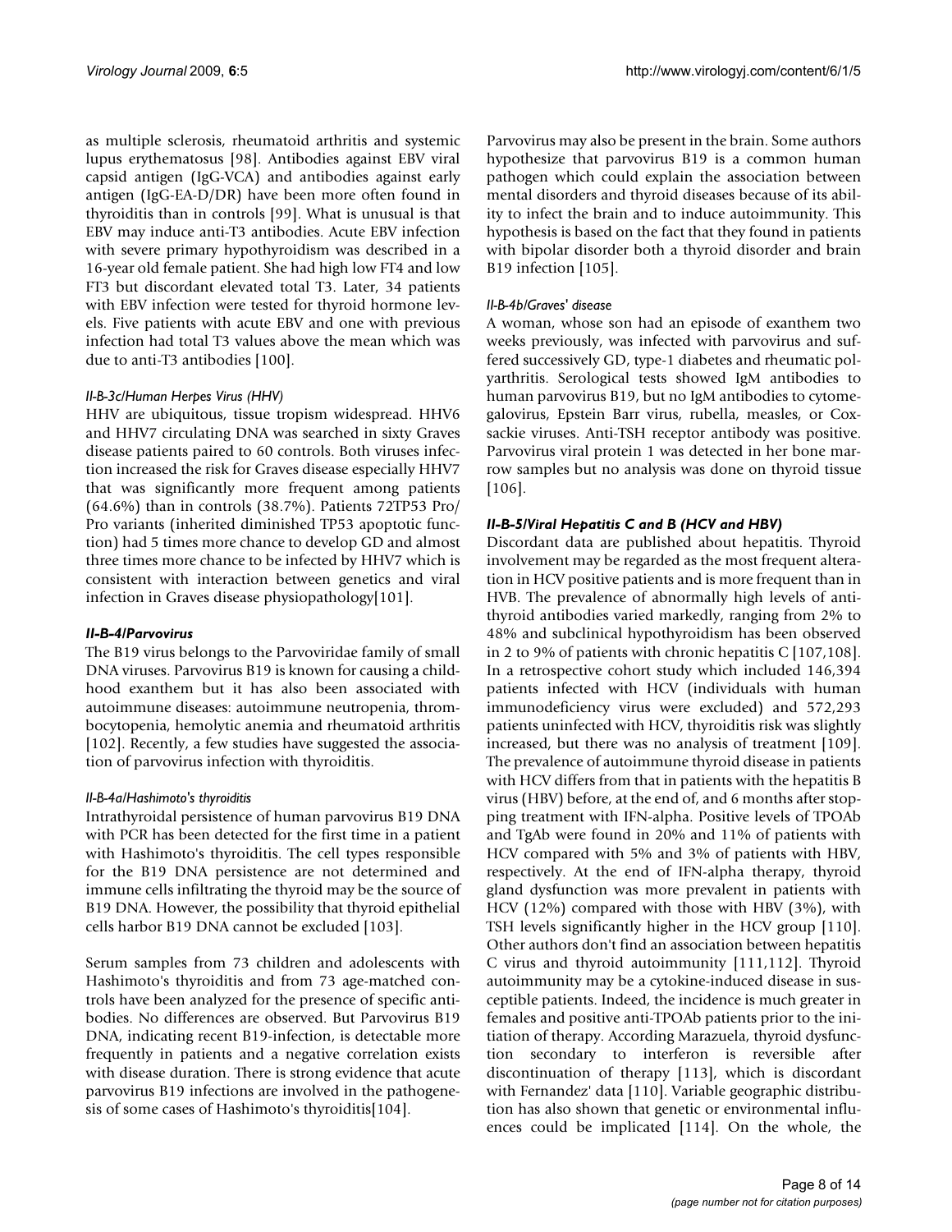as multiple sclerosis, rheumatoid arthritis and systemic lupus erythematosus [98]. Antibodies against EBV viral capsid antigen (IgG-VCA) and antibodies against early antigen (IgG-EA-D/DR) have been more often found in thyroiditis than in controls [99]. What is unusual is that EBV may induce anti-T3 antibodies. Acute EBV infection with severe primary hypothyroidism was described in a 16-year old female patient. She had high low FT4 and low FT3 but discordant elevated total T3. Later, 34 patients with EBV infection were tested for thyroid hormone levels. Five patients with acute EBV and one with previous infection had total T3 values above the mean which was due to anti-T3 antibodies [100].

#### *II-B-3c/Human Herpes Virus (HHV)*

HHV are ubiquitous, tissue tropism widespread. HHV6 and HHV7 circulating DNA was searched in sixty Graves disease patients paired to 60 controls. Both viruses infection increased the risk for Graves disease especially HHV7 that was significantly more frequent among patients (64.6%) than in controls (38.7%). Patients 72TP53 Pro/Pro variants (inherited diminished TP53 apoptotic function) had 5 times more chance to develop GD and almost three times more chance to be infected by HHV7 which is consistent with interaction between genetics and viral infection in Graves disease physiopathology[101].

### *II-B-4/Parvovirus*

The B19 virus belongs to the Parvoviridae family of small DNA viruses. Parvovirus B19 is known for causing a childhood exanthem but it has also been associated with autoimmune diseases: autoimmune neutropenia, thrombocytopenia, hemolytic anemia and rheumatoid arthritis [102]. Recently, a few studies have suggested the association of parvovirus infection with thyroiditis.

#### *II-B-4a/Hashimoto's thyroiditis*

Intrathyroidal persistence of human parvovirus B19 DNA with PCR has been detected for the first time in a patient with Hashimoto's thyroiditis. The cell types responsible for the B19 DNA persistence are not determined and immune cells infiltrating the thyroid may be the source of B19 DNA. However, the possibility that thyroid epithelial cells harbor B19 DNA cannot be excluded [103].

Serum samples from 73 children and adolescents with Hashimoto's thyroiditis and from 73 age-matched controls have been analyzed for the presence of specific antibodies. No differences are observed. But Parvovirus B19 DNA, indicating recent B19-infection, is detectable more frequently in patients and a negative correlation exists with disease duration. There is strong evidence that acute parvovirus B19 infections are involved in the pathogenesis of some cases of Hashimoto's thyroiditis[104].

Parvovirus may also be present in the brain. Some authors hypothesize that parvovirus B19 is a common human pathogen which could explain the association between mental disorders and thyroid diseases because of its ability to infect the brain and to induce autoimmunity. This hypothesis is based on the fact that they found in patients with bipolar disorder both a thyroid disorder and brain B19 infection [105].

#### *II-B-4b/Graves' disease*

A woman, whose son had an episode of exanthem two weeks previously, was infected with parvovirus and suffered successively GD, type-1 diabetes and rheumatic polyarthritis. Serological tests showed IgM antibodies to human parvovirus B19, but no IgM antibodies to cytomegalovirus, Epstein Barr virus, rubella, measles, or Coxsackie viruses. Anti-TSH receptor antibody was positive. Parvovirus viral protein 1 was detected in her bone marrow samples but no analysis was done on thyroid tissue [106].

### *II-B-5/Viral Hepatitis C and B (HCV and HBV)*

Discordant data are published about hepatitis. Thyroid involvement may be regarded as the most frequent alteration in HCV positive patients and is more frequent than in HVB. The prevalence of abnormally high levels of antithyroid antibodies varied markedly, ranging from 2% to 48% and subclinical hypothyroidism has been observed in 2 to 9% of patients with chronic hepatitis C [107,108]. In a retrospective cohort study which included 146,394 patients infected with HCV (individuals with human immunodeficiency virus were excluded) and 572,293 patients uninfected with HCV, thyroiditis risk was slightly increased, but there was no analysis of treatment [109]. The prevalence of autoimmune thyroid disease in patients with HCV differs from that in patients with the hepatitis B virus (HBV) before, at the end of, and 6 months after stopping treatment with IFN-alpha. Positive levels of TPOAb and TgAb were found in 20% and 11% of patients with HCV compared with 5% and 3% of patients with HBV, respectively. At the end of IFN-alpha therapy, thyroid gland dysfunction was more prevalent in patients with HCV (12%) compared with those with HBV (3%), with TSH levels significantly higher in the HCV group [110]. Other authors don't find an association between hepatitis C virus and thyroid autoimmunity [111,112]. Thyroid autoimmunity may be a cytokine-induced disease in susceptible patients. Indeed, the incidence is much greater in females and positive anti-TPOAb patients prior to the initiation of therapy. According Marazuela, thyroid dysfunction secondary to interferon is reversible after discontinuation of therapy [113], which is discordant with Fernandez' data [110]. Variable geographic distribution has also shown that genetic or environmental influences could be implicated [114]. On the whole, the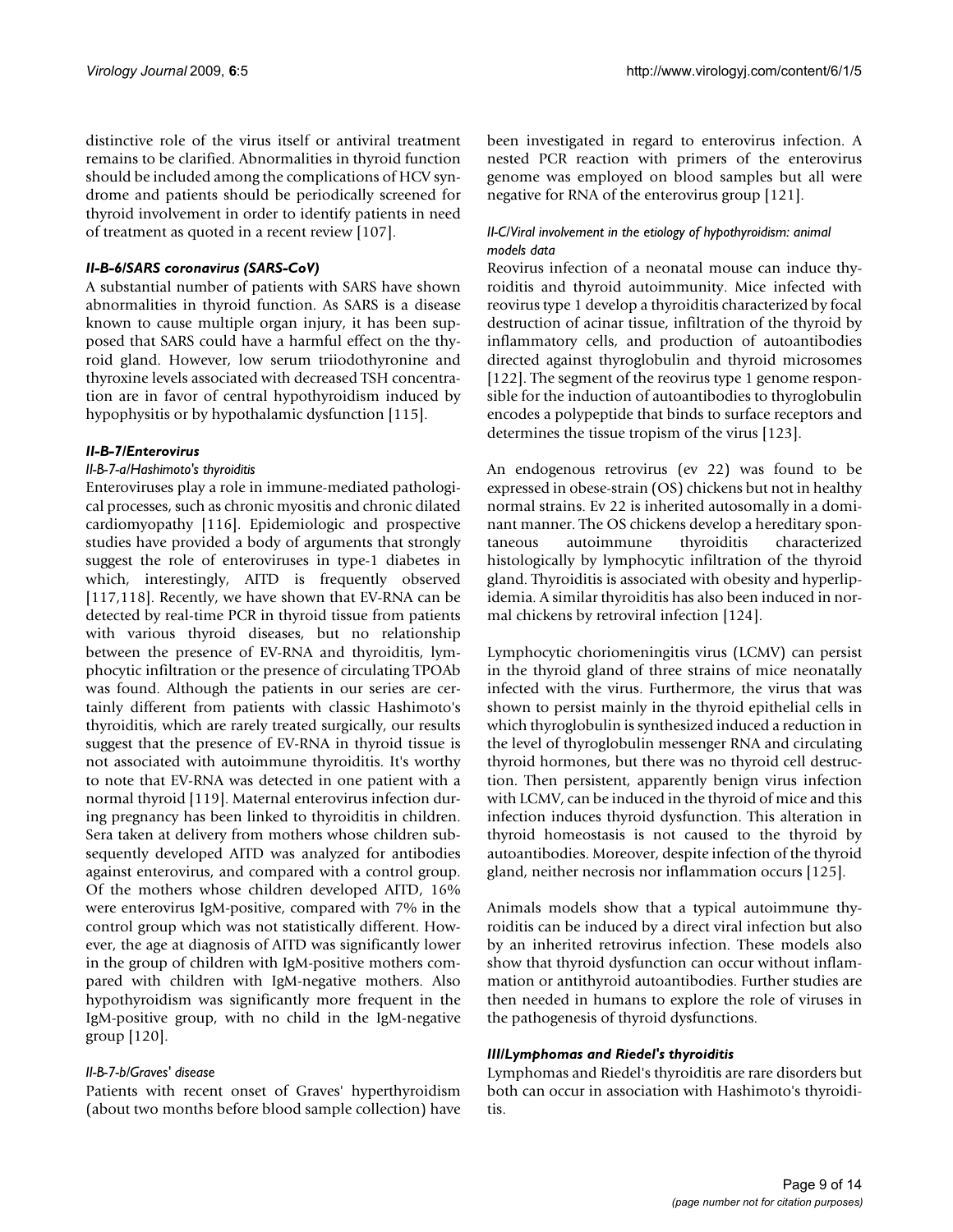distinctive role of the virus itself or antiviral treatment remains to be clarified. Abnormalities in thyroid function should be included among the complications of HCV syndrome and patients should be periodically screened for thyroid involvement in order to identify patients in need of treatment as quoted in a recent review [107].

### II-B-6/SARS coronavirus (SARS-CoV)

A substantial number of patients with SARS have shown abnormalities in thyroid function. As SARS is a disease known to cause multiple organ injury, it has been supposed that SARS could have a harmful effect on the thyroid gland. However, low serum triiodothyronine and thyroxine levels associated with decreased TSH concentration are in favor of central hypothyroidism induced by hypophysitis or by hypothalamic dysfunction [115].

### II-B-7/Enterovirus

#### II-B-7-a/Hashimoto's thyroiditis

Enteroviruses play a role in immune-mediated pathological processes, such as chronic myositis and chronic dilated cardiomyopathy [116]. Epidemiologic and prospective studies have provided a body of arguments that strongly suggest the role of enteroviruses in type-1 diabetes in which, interestingly, AITD is frequently observed [117,118]. Recently, we have shown that EV-RNA can be detected by real-time PCR in thyroid tissue from patients with various thyroid diseases, but no relationship between the presence of EV-RNA and thyroiditis, lymphocytic infiltration or the presence of circulating TPOAb was found. Although the patients in our series are certainly different from patients with classic Hashimoto's thyroiditis, which are rarely treated surgically, our results suggest that the presence of EV-RNA in thyroid tissue is not associated with autoimmune thyroiditis. It's worthy to note that EV-RNA was detected in one patient with a normal thyroid [119]. Maternal enterovirus infection during pregnancy has been linked to thyroiditis in children. Sera taken at delivery from mothers whose children subsequently developed AITD was analyzed for antibodies against enterovirus, and compared with a control group. Of the mothers whose children developed AITD, 16% were enterovirus IgM-positive, compared with 7% in the control group which was not statistically different. However, the age at diagnosis of AITD was significantly lower in the group of children with IgM-positive mothers compared with children with IgM-negative mothers. Also hypothyroidism was significantly more frequent in the IgM-positive group, with no child in the IgM-negative group [120].

#### II-B-7-b/Graves' disease

Patients with recent onset of Graves' hyperthyroidism (about two months before blood sample collection) have been investigated in regard to enterovirus infection. A nested PCR reaction with primers of the enterovirus genome was employed on blood samples but all were negative for RNA of the enterovirus group [121].

### II-C/Viral involvement in the etiology of hypothyroidism: animal models data

Reovirus infection of a neonatal mouse can induce thyroiditis and thyroid autoimmunity. Mice infected with reovirus type 1 develop a thyroiditis characterized by focal destruction of acinar tissue, infiltration of the thyroid by inflammatory cells, and production of autoantibodies directed against thyroglobulin and thyroid microsomes [122]. The segment of the reovirus type 1 genome responsible for the induction of autoantibodies to thyroglobulin encodes a polypeptide that binds to surface receptors and determines the tissue tropism of the virus [123].

An endogenous retrovirus (ev 22) was found to be expressed in obese-strain (OS) chickens but not in healthy normal strains. Ev 22 is inherited autosomally in a dominant manner. The OS chickens develop a hereditary spontaneous autoimmune thyroiditis characterized histologically by lymphocytic infiltration of the thyroid gland. Thyroiditis is associated with obesity and hyperlipidemia. A similar thyroiditis has also been induced in normal chickens by retroviral infection [124].

Lymphocytic choriomeningitis virus (LCMV) can persist in the thyroid gland of three strains of mice neonatally infected with the virus. Furthermore, the virus that was shown to persist mainly in the thyroid epithelial cells in which thyroglobulin is synthesized induced a reduction in the level of thyroglobulin messenger RNA and circulating thyroid hormones, but there was no thyroid cell destruction. Then persistent, apparently benign virus infection with LCMV, can be induced in the thyroid of mice and this infection induces thyroid dysfunction. This alteration in thyroid homeostasis is not caused to the thyroid by autoantibodies. Moreover, despite infection of the thyroid gland, neither necrosis nor inflammation occurs [125].

Animals models show that a typical autoimmune thyroiditis can be induced by a direct viral infection but also by an inherited retrovirus infection. These models also show that thyroid dysfunction can occur without inflammation or antithyroid autoantibodies. Further studies are then needed in humans to explore the role of viruses in the pathogenesis of thyroid dysfunctions.

## III/Lymphomas and Riedel's thyroiditis

Lymphomas and Riedel's thyroiditis are rare disorders but both can occur in association with Hashimoto's thyroiditis.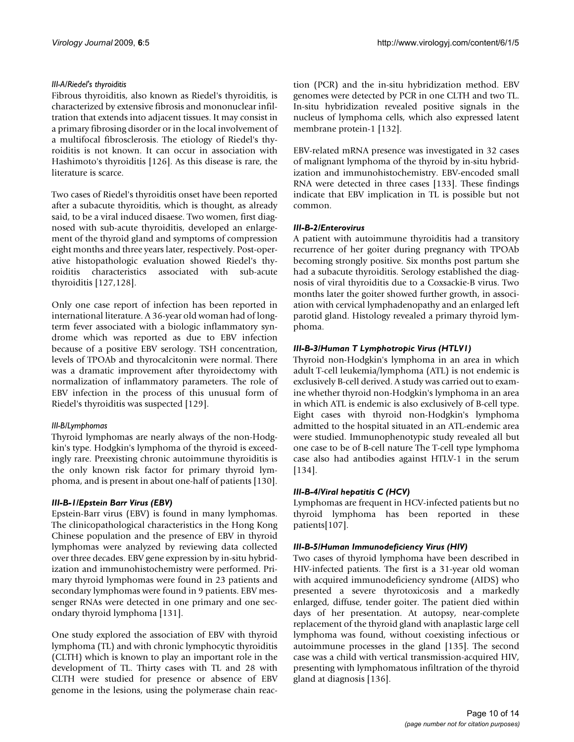### III-A/Riedel's thyroiditis

Fibrous thyroiditis, also known as Riedel's thyroiditis, is characterized by extensive fibrosis and mononuclear infiltration that extends into adjacent tissues. It may consist in a primary fibrosing disorder or in the local involvement of a multifocal fibrosclerosis. The etiology of Riedel's thyroiditis is not known. It can occur in association with Hashimoto's thyroiditis [126]. As this disease is rare, the literature is scarce.

Two cases of Riedel's thyroiditis onset have been reported after a subacute thyroiditis, which is thought, as already said, to be a viral induced disaese. Two women, first diagnosed with sub-acute thyroiditis, developed an enlargement of the thyroid gland and symptoms of compression eight months and three years later, respectively. Post-operative histopathologic evaluation showed Riedel's thyroiditis characteristics associated with sub-acute thyroiditis [127,128].

Only one case report of infection has been reported in international literature. A 36-year old woman had of long-term fever associated with a biologic inflammatory syndrome which was reported as due to EBV infection because of a positive EBV serology. TSH concentration, levels of TPOAb and thyrocalcitonin were normal. There was a dramatic improvement after thyroidectomy with normalization of inflammatory parameters. The role of EBV infection in the process of this unusual form of Riedel's thyroiditis was suspected [129].

### III-B/Lymphomas

Thyroid lymphomas are nearly always of the non-Hodgkin's type. Hodgkin's lymphoma of the thyroid is exceedingly rare. Preexisting chronic autoimmune thyroiditis is the only known risk factor for primary thyroid lymphoma, and is present in about one-half of patients [130].

#### III-B-1/Epstein Barr Virus (EBV)

Epstein-Barr virus (EBV) is found in many lymphomas. The clinicopathological characteristics in the Hong Kong Chinese population and the presence of EBV in thyroid lymphomas were analyzed by reviewing data collected over three decades. EBV gene expression by in-situ hybridization and immunohistochemistry were performed. Primary thyroid lymphomas were found in 23 patients and secondary lymphomas were found in 9 patients. EBV messenger RNAs were detected in one primary and one secondary thyroid lymphoma [131].

One study explored the association of EBV with thyroid lymphoma (TL) and with chronic lymphocytic thyroiditis (CLTH) which is known to play an important role in the development of TL. Thirty cases with TL and 28 with CLTH were studied for presence or absence of EBV genome in the lesions, using the polymerase chain reaction (PCR) and the in-situ hybridization method. EBV genomes were detected by PCR in one CLTH and two TL. In-situ hybridization revealed positive signals in the nucleus of lymphoma cells, which also expressed latent membrane protein-1 [132].

EBV-related mRNA presence was investigated in 32 cases of malignant lymphoma of the thyroid by in-situ hybridization and immunohistochemistry. EBV-encoded small RNA were detected in three cases [133]. These findings indicate that EBV implication in TL is possible but not common.

#### III-B-2/Enterovirus

A patient with autoimmune thyroiditis had a transitory recurrence of her goiter during pregnancy with TPOAb becoming strongly positive. Six months post partum she had a subacute thyroiditis. Serology established the diagnosis of viral thyroiditis due to a Coxsackie-B virus. Two months later the goiter showed further growth, in association with cervical lymphadenopathy and an enlarged left parotid gland. Histology revealed a primary thyroid lymphoma.

#### III-B-3/Human T Lymphotropic Virus (HTLV1)

Thyroid non-Hodgkin's lymphoma in an area in which adult T-cell leukemia/lymphoma (ATL) is not endemic is exclusively B-cell derived. A study was carried out to examine whether thyroid non-Hodgkin's lymphoma in an area in which ATL is endemic is also exclusively of B-cell type. Eight cases with thyroid non-Hodgkin's lymphoma admitted to the hospital situated in an ATL-endemic area were studied. Immunophenotypic study revealed all but one case to be of B-cell nature The T-cell type lymphoma case also had antibodies against HTLV-1 in the serum [134].

#### III-B-4/Viral hepatitis C (HCV)

Lymphomas are frequent in HCV-infected patients but no thyroid lymphoma has been reported in these patients[107].

#### III-B-5/Human Immunodeficiency Virus (HIV)

Two cases of thyroid lymphoma have been described in HIV-infected patients. The first is a 31-year old woman with acquired immunodeficiency syndrome (AIDS) who presented a severe thyrotoxicosis and a markedly enlarged, diffuse, tender goiter. The patient died within days of her presentation. At autopsy, near-complete replacement of the thyroid gland with anaplastic large cell lymphoma was found, without coexisting infectious or autoimmune processes in the gland [135]. The second case was a child with vertical transmission-acquired HIV, presenting with lymphomatous infiltration of the thyroid gland at diagnosis [136].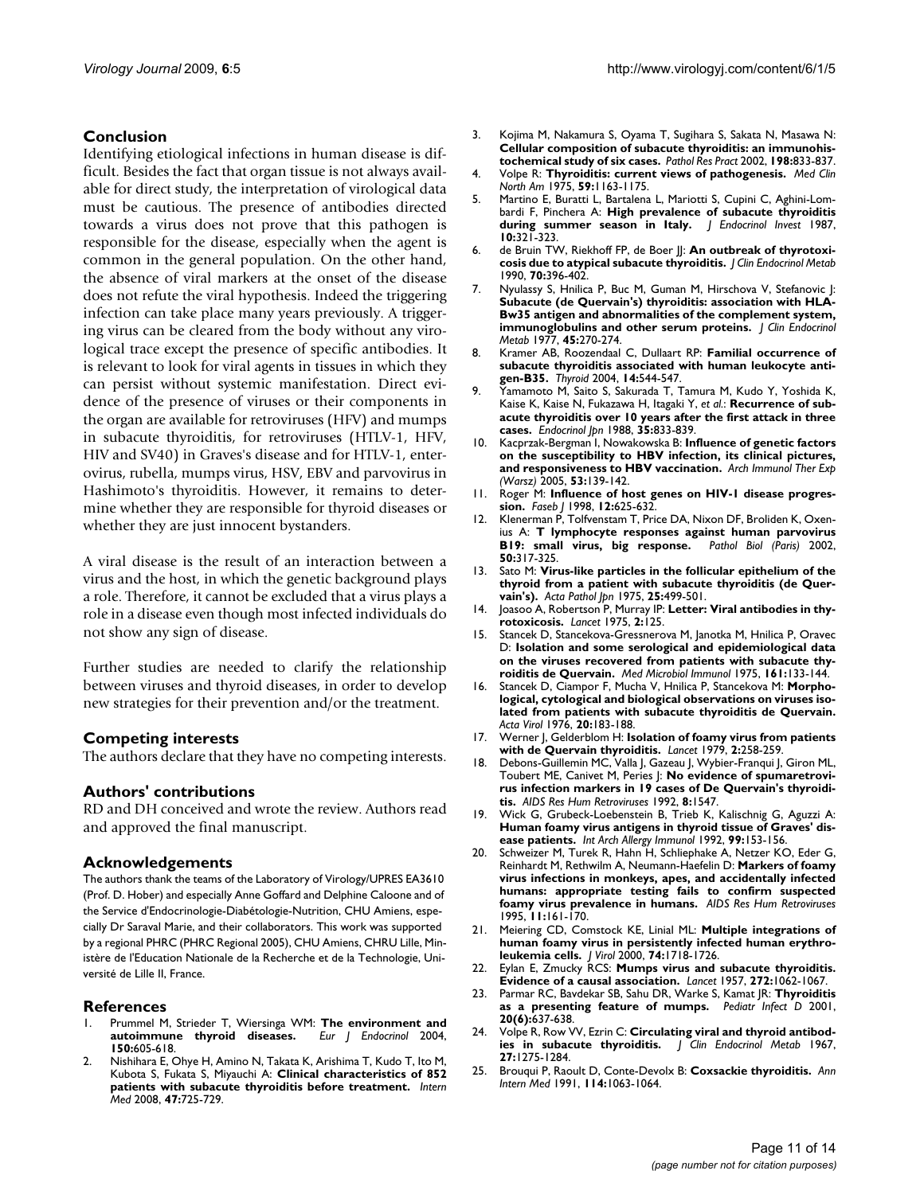## Conclusion

Identifying etiological infections in human disease is difficult. Besides the fact that organ tissue is not always available for direct study, the interpretation of virological data must be cautious. The presence of antibodies directed towards a virus does not prove that this pathogen is responsible for the disease, especially when the agent is common in the general population. On the other hand, the absence of viral markers at the onset of the disease does not refute the viral hypothesis. Indeed the triggering infection can take place many years previously. A triggering virus can be cleared from the body without any virological trace except the presence of specific antibodies. It is relevant to look for viral agents in tissues in which they can persist without systemic manifestation. Direct evidence of the presence of viruses or their components in the organ are available for retroviruses (HFV) and mumps in subacute thyroiditis, for retroviruses (HTLV-1, HFV, HIV and SV40) in Graves's disease and for HTLV-1, enterovirus, rubella, mumps virus, HSV, EBV and parvovirus in Hashimoto's thyroiditis. However, it remains to determine whether they are responsible for thyroid diseases or whether they are just innocent bystanders.

A viral disease is the result of an interaction between a virus and the host, in which the genetic background plays a role. Therefore, it cannot be excluded that a virus plays a role in a disease even though most infected individuals do not show any sign of disease.

Further studies are needed to clarify the relationship between viruses and thyroid diseases, in order to develop new strategies for their prevention and/or the treatment.

## Competing interests

The authors declare that they have no competing interests.

## Authors' contributions

RD and DH conceived and wrote the review. Authors read and approved the final manuscript.

## Acknowledgements

The authors thank the teams of the Laboratory of Virology/UPRES EA3610 (Prof. D. Hober) and especially Anne Goffard and Delphine Caloone and of the Service d'Endocrinologie-Diabétologie-Nutrition, CHU Amiens, especially Dr Saraval Marie, and their collaborators. This work was supported by a regional PHRC (PHRC Regional 2005), CHU Amiens, CHRU Lille, Ministère de l'Education Nationale de la Recherche et de la Technologie, Université de Lille II, France.

## References

1. Prummel M, Strieder T, Wiersinga WM: **The environment and autoimmune thyroid diseases.** *Eur J Endocrinol* 2004, **150:**605-618.
2. Nishihara E, Ohye H, Amino N, Takata K, Arishima T, Kudo T, Ito M, Kubota S, Fukata S, Miyauchi A: **Clinical characteristics of 852 patients with subacute thyroiditis before treatment.** *Intern Med* 2008, **47:**725-729.
3. Kojima M, Nakamura S, Oyama T, Sugihara S, Sakata N, Masawa N: **Cellular composition of subacute thyroiditis: an immunohistochemical study of six cases.** *Pathol Res Pract* 2002, **198:**833-837.
4. Volpe R: **Thyroiditis: current views of pathogenesis.** *Med Clin North Am* 1975, **59:**1163-1175.
5. Martino E, Buratti L, Bartalena L, Mariotti S, Cupini C, Aghini-Lombardi F, Pinchera A: **High prevalence of subacute thyroiditis during summer season in Italy.** *J Endocrinol Invest* 1987, **10:**321-323.
6. de Bruin TW, Riekhoff FP, de Boer JJ: **An outbreak of thyrotoxicosis due to atypical subacute thyroiditis.** *J Clin Endocrinol Metab* 1990, **70:**396-402.
7. Nyulassy S, Hnilica P, Buc M, Guman M, Hirschova V, Stefanovic J: **Subacute (de Quervain's) thyroiditis: association with HLA-Bw35 antigen and abnormalities of the complement system, immunoglobulins and other serum proteins.** *J Clin Endocrinol Metab* 1977, **45:**270-274.
8. Kramer AB, Roozendaal C, Dullaart RP: **Familial occurrence of subacute thyroiditis associated with human leukocyte antigen-B35.** *Thyroid* 2004, **14:**544-547.
9. Yamamoto M, Saito S, Sakurada T, Tamura M, Kudo Y, Yoshida K, Kaise K, Kaise N, Fukazawa H, Itagaki Y, *et al.*: **Recurrence of subacute thyroiditis over 10 years after the first attack in three cases.** *Endocrinol Jpn* 1988, **35:**833-839.
10. Kacprzak-Bergman I, Nowakowska B: **Influence of genetic factors on the susceptibility to HBV infection, its clinical pictures, and responsiveness to HBV vaccination.** *Arch Immunol Ther Exp (Warsz)* 2005, **53:**139-142.
11. Roger M: **Influence of host genes on HIV-1 disease progression.** *Faseb J* 1998, **12:**625-632.
12. Klenerman P, Tolfvenstam T, Price DA, Nixon DF, Broliden K, Oxenius A: **T lymphocyte responses against human parvovirus B19: small virus, big response.** *Pathol Biol (Paris)* 2002, **50:**317-325.
13. Sato M: **Virus-like particles in the follicular epithelium of the thyroid from a patient with subacute thyroiditis (de Quervain's).** *Acta Pathol Jpn* 1975, **25:**499-501.
14. Joasoo A, Robertson P, Murray IP: **Letter: Viral antibodies in thyrotoxicosis.** *Lancet* 1975, **2:**125.
15. Stancek D, Stancekova-Gressnerova M, Janotka M, Hnilica P, Oravec D: **Isolation and some serological and epidemiological data on the viruses recovered from patients with subacute thyroiditis de Quervain.** *Med Microbiol Immunol* 1975, **161:**133-144.
16. Stancek D, Ciampor F, Mucha V, Hnilica P, Stancekova M: **Morphological, cytological and biological observations on viruses isolated from patients with subacute thyroiditis de Quervain.** *Acta Virol* 1976, **20:**183-188.
17. Werner J, Gelderblom H: **Isolation of foamy virus from patients with de Quervain thyroiditis.** *Lancet* 1979, **2:**258-259.
18. Debons-Guillemin MC, Valla J, Gazeau J, Wybier-Franqui J, Giron ML, Toubert ME, Canivet M, Peries J: **No evidence of spumaretrovirus infection markers in 19 cases of De Quervain's thyroiditis.** *AIDS Res Hum Retroviruses* 1992, **8:**1547.
19. Wick G, Grubeck-Loebenstein B, Trieb K, Kalischnig G, Aguzzi A: **Human foamy virus antigens in thyroid tissue of Graves' disease patients.** *Int Arch Allergy Immunol* 1992, **99:**153-156.
20. Schweizer M, Turek R, Hahn H, Schliephake A, Netzer KO, Eder G, Reinhardt M, Rethwilm A, Neumann-Haefelin D: **Markers of foamy virus infections in monkeys, apes, and accidentally infected humans: appropriate testing fails to confirm suspected foamy virus prevalence in humans.** *AIDS Res Hum Retroviruses* 1995, **11:**161-170.
21. Meiering CD, Comstock KE, Linial ML: **Multiple integrations of human foamy virus in persistently infected human erythroleukemia cells.** *J Virol* 2000, **74:**1718-1726.
22. Eylan E, Zmucky RCS: **Mumps virus and subacute thyroiditis. Evidence of a causal association.** *Lancet* 1957, **272:**1062-1067.
23. Parmar RC, Bavdekar SB, Sahu DR, Warke S, Kamat JR: **Thyroiditis as a presenting feature of mumps.** *Pediatr Infect D* 2001, **20(6):**637-638.
24. Volpe R, Row VV, Ezrin C: **Circulating viral and thyroid antibodies in subacute thyroiditis.** *J Clin Endocrinol Metab* 1967, **27:**1275-1284.
25. Brouqui P, Raoult D, Conte-Devolx B: **Coxsackie thyroiditis.** *Ann Intern Med* 1991, **114:**1063-1064.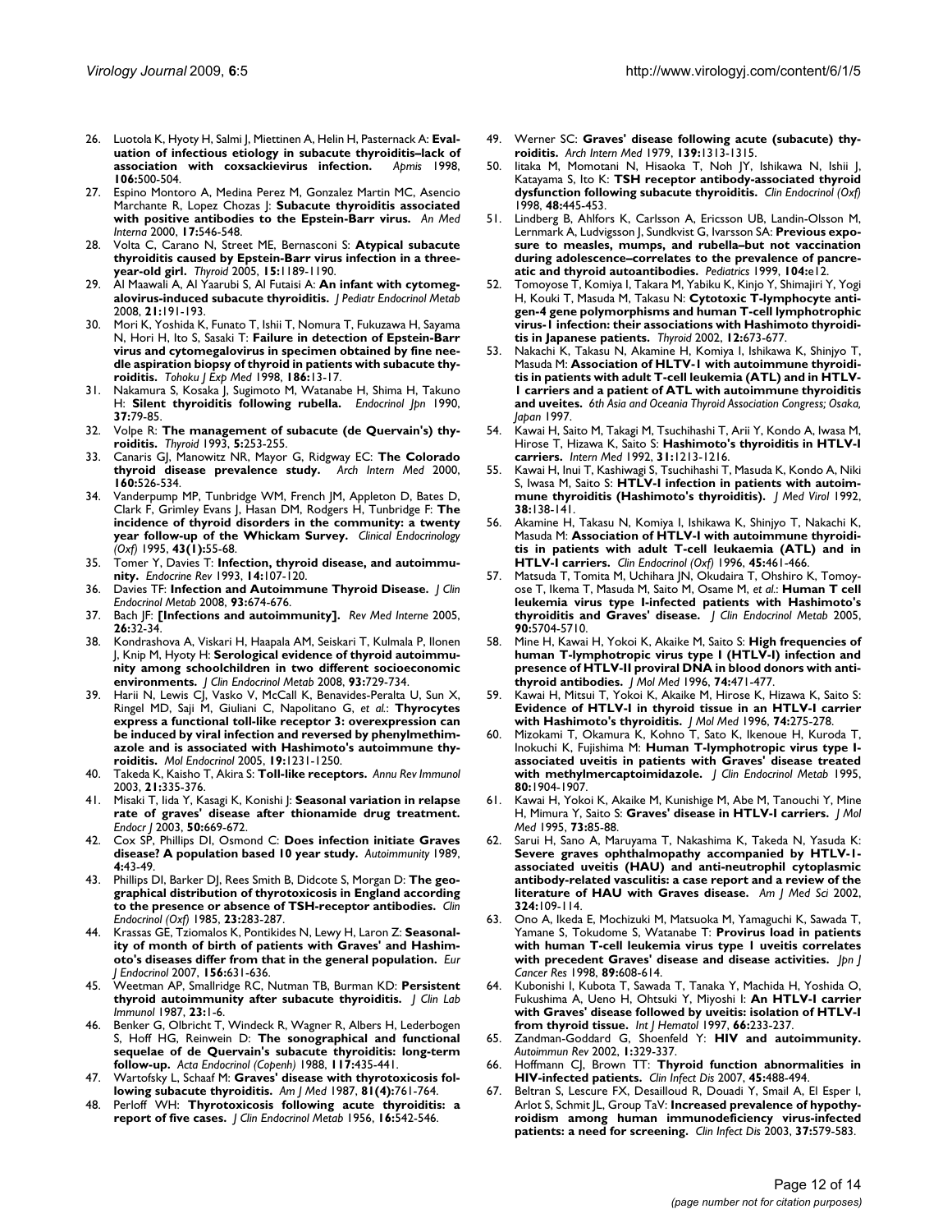26. Luotola K, Hyoty H, Salmi J, Miettinen A, Helin H, Pasternack A: **Evaluation of infectious etiology in subacute thyroiditis–lack of association with coxsackievirus infection.** *Apmis* 1998, **106:**500-504.
27. Espino Montoro A, Medina Perez M, Gonzalez Martin MC, Asencio Marchante R, Lopez Chozas J: **Subacute thyroiditis associated with positive antibodies to the Epstein-Barr virus.** *An Med Interna* 2000, **17:**546-548.
28. Volta C, Carano N, Street ME, Bernasconi S: **Atypical subacute thyroiditis caused by Epstein-Barr virus infection in a three-year-old girl.** *Thyroid* 2005, **15:**1189-1190.
29. Al Maawali A, Al Yaarubi S, Al Futaisi A: **An infant with cytomegalovirus-induced subacute thyroiditis.** *J Pediatr Endocrinol Metab* 2008, **21:**191-193.
30. Mori K, Yoshida K, Funato T, Ishii T, Nomura T, Fukuzawa H, Sayama N, Hori H, Ito S, Sasaki T: **Failure in detection of Epstein-Barr virus and cytomegalovirus in specimen obtained by fine needle aspiration biopsy of thyroid in patients with subacute thyroiditis.** *Tohoku J Exp Med* 1998, **186:**13-17.
31. Nakamura S, Kosaka J, Sugimoto M, Watanabe H, Shima H, Takuno H: **Silent thyroiditis following rubella.** *Endocrinol Jpn* 1990, **37:**79-85.
32. Volpe R: **The management of subacute (de Quervain's) thyroiditis.** *Thyroid* 1993, **5:**253-255.
33. Canaris GJ, Manowitz NR, Mayor G, Ridgway EC: **The Colorado thyroid disease prevalence study.** *Arch Intern Med* 2000, **160:**526-534.
34. Vanderpump MP, Tunbridge WM, French JM, Appleton D, Bates D, Clark F, Grimley Evans J, Hasan DM, Rodgers H, Tunbridge F: **The incidence of thyroid disorders in the community: a twenty year follow-up of the Whickam Survey.** *Clinical Endocrinology (Oxf)* 1995, **43(1):**55-68.
35. Tomer Y, Davies T: **Infection, thyroid disease, and autoimmunity.** *Endocrine Rev* 1993, **14:**107-120.
36. Davies TF: **Infection and Autoimmune Thyroid Disease.** *J Clin Endocrinol Metab* 2008, **93:**674-676.
37. Bach JF: **[Infections and autoimmunity].** *Rev Med Interne* 2005, **26:**32-34.
38. Kondrashova A, Viskari H, Haapala AM, Seiskari T, Kulmala P, Ilonen J, Knip M, Hyoty H: **Serological evidence of thyroid autoimmunity among schoolchildren in two different socioeconomic environments.** *J Clin Endocrinol Metab* 2008, **93:**729-734.
39. Harii N, Lewis CJ, Vasko V, McCall K, Benavides-Peralta U, Sun X, Ringel MD, Saji M, Giuliani C, Napolitano G, *et al.*: **Thyrocytes express a functional toll-like receptor 3: overexpression can be induced by viral infection and reversed by phenylmethimazole and is associated with Hashimoto's autoimmune thyroiditis.** *Mol Endocrinol* 2005, **19:**1231-1250.
40. Takeda K, Kaisho T, Akira S: **Toll-like receptors.** *Annu Rev Immunol* 2003, **21:**335-376.
41. Misaki T, Iida Y, Kasagi K, Konishi J: **Seasonal variation in relapse rate of graves' disease after thionamide drug treatment.** *Endocr J* 2003, **50:**669-672.
42. Cox SP, Phillips DI, Osmond C: **Does infection initiate Graves disease? A population based 10 year study.** *Autoimmunity* 1989, **4:**43-49.
43. Phillips DI, Barker DJ, Rees Smith B, Didcote S, Morgan D: **The geographical distribution of thyrotoxicosis in England according to the presence or absence of TSH-receptor antibodies.** *Clin Endocrinol (Oxf)* 1985, **23:**283-287.
44. Krassas GE, Tziomalos K, Pontikides N, Lewy H, Laron Z: **Seasonality of month of birth of patients with Graves' and Hashimoto's diseases differ from that in the general population.** *Eur J Endocrinol* 2007, **156:**631-636.
45. Weetman AP, Smallridge RC, Nutman TB, Burman KD: **Persistent thyroid autoimmunity after subacute thyroiditis.** *J Clin Lab Immunol* 1987, **23:**1-6.
46. Benker G, Olbricht T, Windeck R, Wagner R, Albers H, Lederbogen S, Hoff HG, Reinwein D: **The sonographical and functional sequelae of de Quervain's subacute thyroiditis: long-term follow-up.** *Acta Endocrinol (Copenh)* 1988, **117:**435-441.
47. Wartofsky L, Schaaf M: **Graves' disease with thyrotoxicosis following subacute thyroiditis.** *Am J Med* 1987, **81(4):**761-764.
48. Perloff WH: **Thyrotoxicosis following acute thyroiditis: a report of five cases.** *J Clin Endocrinol Metab* 1956, **16:**542-546.
49. Werner SC: **Graves' disease following acute (subacute) thyroiditis.** *Arch Intern Med* 1979, **139:**1313-1315.
50. Iitaka M, Momotani N, Hisaoka T, Noh JY, Ishikawa N, Ishii J, Katayama S, Ito K: **TSH receptor antibody-associated thyroid dysfunction following subacute thyroiditis.** *Clin Endocrinol (Oxf)* 1998, **48:**445-453.
51. Lindberg B, Ahlfors K, Carlsson A, Ericsson UB, Landin-Olsson M, Lernmark A, Ludvigsson J, Sundkvist G, Ivarsson SA: **Previous exposure to measles, mumps, and rubella–but not vaccination during adolescence–correlates to the prevalence of pancreatic and thyroid autoantibodies.** *Pediatrics* 1999, **104:**e12.
52. Tomoyose T, Komiya I, Takara M, Yabiku K, Kinjo Y, Shimajiri Y, Yogi H, Kouki T, Masuda M, Takasu N: **Cytotoxic T-lymphocyte antigen-4 gene polymorphisms and human T-cell lymphotrophic virus-1 infection: their associations with Hashimoto thyroiditis in Japanese patients.** *Thyroid* 2002, **12:**673-677.
53. Nakachi K, Takasu N, Akamine H, Komiya I, Ishikawa K, Shinjyo T, Masuda M: **Association of HLTV-1 with autoimmune thyroiditis in patients with adult T-cell leukemia (ATL) and in HTLV-1 carriers and a patient of ATL with autoimmune thyroiditis and uveites.** *6th Asia and Oceania Thyroid Association Congress; Osaka, Japan* 1997.
54. Kawai H, Saito M, Takagi M, Tsuchihashi T, Arii Y, Kondo A, Iwasa M, Hirose T, Hizawa K, Saito S: **Hashimoto's thyroiditis in HTLV-I carriers.** *Intern Med* 1992, **31:**1213-1216.
55. Kawai H, Inui T, Kashiwagi S, Tsuchihashi T, Masuda K, Kondo A, Niki S, Iwasa M, Saito S: **HTLV-I infection in patients with autoimmune thyroiditis (Hashimoto's thyroiditis).** *J Med Virol* 1992, **38:**138-141.
56. Akamine H, Takasu N, Komiya I, Ishikawa K, Shinjyo T, Nakachi K, Masuda M: **Association of HTLV-I with autoimmune thyroiditis in patients with adult T-cell leukaemia (ATL) and in HTLV-I carriers.** *Clin Endocrinol (Oxf)* 1996, **45:**461-466.
57. Matsuda T, Tomita M, Uchihara JN, Okudaira T, Ohshiro K, Tomoyose T, Ikema T, Masuda M, Saito M, Osame M, *et al.*: **Human T cell leukemia virus type I-infected patients with Hashimoto's thyroiditis and Graves' disease.** *J Clin Endocrinol Metab* 2005, **90:**5704-5710.
58. Mine H, Kawai H, Yokoi K, Akaike M, Saito S: **High frequencies of human T-lymphotropic virus type I (HTLV-I) infection and presence of HTLV-II proviral DNA in blood donors with anti-thyroid antibodies.** *J Mol Med* 1996, **74:**471-477.
59. Kawai H, Mitsui T, Yokoi K, Akaike M, Hirose K, Hizawa K, Saito S: **Evidence of HTLV-I in thyroid tissue in an HTLV-I carrier with Hashimoto's thyroiditis.** *J Mol Med* 1996, **74:**275-278.
60. Mizokami T, Okamura K, Kohno T, Sato K, Ikenoue H, Kuroda T, Inokuchi K, Fujishima M: **Human T-lymphotropic virus type I-associated uveitis in patients with Graves' disease treated with methylmercaptoimidazole.** *J Clin Endocrinol Metab* 1995, **80:**1904-1907.
61. Kawai H, Yokoi K, Akaike M, Kunishige M, Abe M, Tanouchi Y, Mine H, Mimura Y, Saito S: **Graves' disease in HTLV-I carriers.** *J Mol Med* 1995, **73:**85-88.
62. Sarui H, Sano A, Maruyama T, Nakashima K, Takeda N, Yasuda K: **Severe graves ophthalmopathy accompanied by HTLV-1-associated uveitis (HAU) and anti-neutrophil cytoplasmic antibody-related vasculitis: a case report and a review of the literature of HAU with Graves disease.** *Am J Med Sci* 2002, **324:**109-114.
63. Ono A, Ikeda E, Mochizuki M, Matsuoka M, Yamaguchi K, Sawada T, Yamane S, Tokudome S, Watanabe T: **Provirus load in patients with human T-cell leukemia virus type 1 uveitis correlates with precedent Graves' disease and disease activities.** *Jpn J Cancer Res* 1998, **89:**608-614.
64. Kubonishi I, Kubota T, Sawada T, Tanaka Y, Machida H, Yoshida O, Fukushima A, Ueno H, Ohtsuki Y, Miyoshi I: **An HTLV-I carrier with Graves' disease followed by uveitis: isolation of HTLV-I from thyroid tissue.** *Int J Hematol* 1997, **66:**233-237.
65. Zandman-Goddard G, Shoenfeld Y: **HIV and autoimmunity.** *Autoimmun Rev* 2002, **1:**329-337.
66. Hoffmann CJ, Brown TT: **Thyroid function abnormalities in HIV-infected patients.** *Clin Infect Dis* 2007, **45:**488-494.
67. Beltran S, Lescure FX, Desailloud R, Douadi Y, Smail A, El Esper I, Arlot S, Schmit JL, Group TaV: **Increased prevalence of hypothyroidism among human immunodeficiency virus-infected patients: a need for screening.** *Clin Infect Dis* 2003, **37:**579-583.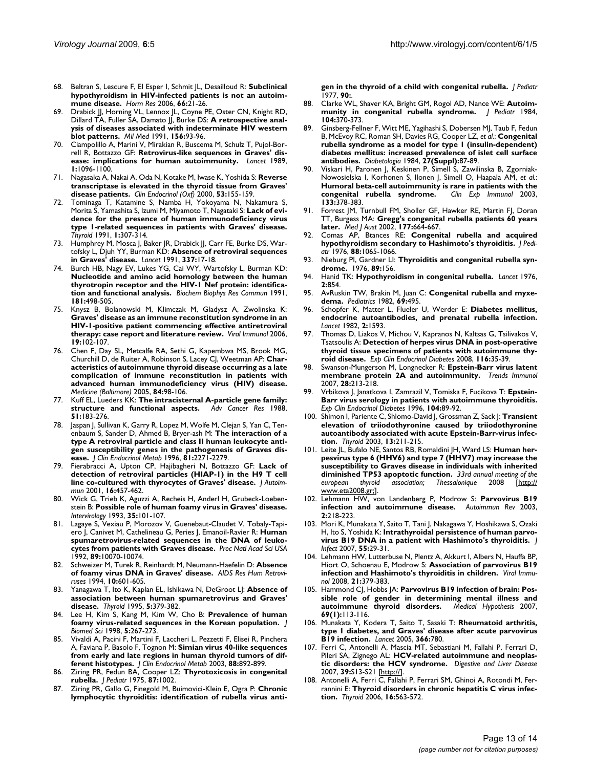68. Beltran S, Lescure F, El Esper I, Schmit JL, Desailloud R: **Subclinical hypothyroidism in HIV-infected patients is not an autoimmune disease.** *Horm Res* 2006, **66:**21-26.
69. Drabick JJ, Horning VL, Lennox JL, Coyne PE, Oster CN, Knight RD, Dillard TA, Fuller SA, Damato JJ, Burke DS: **A retrospective analysis of diseases associated with indeterminate HIV western blot patterns.** *Mil Med* 1991, **156:**93-96.
70. Ciampolillo A, Marini V, Mirakian R, Buscema M, Schulz T, Pujol-Borrell R, Bottazzo GF: **Retrovirus-like sequences in Graves' disease: implications for human autoimmunity.** *Lancet* 1989, **1:**1096-1100.
71. Nagasaka A, Nakai A, Oda N, Kotake M, Iwase K, Yoshida S: **Reverse transcriptase is elevated in the thyroid tissue from Graves' disease patients.** *Clin Endocrinol (Oxf)* 2000, **53:**155-159.
72. Tominaga T, Katamine S, Namba H, Yokoyama N, Nakamura S, Morita S, Yamashita S, Izumi M, Miyamoto T, Nagataki S: **Lack of evidence for the presence of human immunodeficiency virus type 1-related sequences in patients with Graves' disease.** *Thyroid* 1991, **1:**307-314.
73. Humphrey M, Mosca J, Baker JR, Drabick JJ, Carr FE, Burke DS, Wartofsky L, Djuh YY, Burman KD: **Absence of retroviral sequences in Graves' disease.** *Lancet* 1991, **337:**17-18.
74. Burch HB, Nagy EV, Lukes YG, Cai WY, Wartofsky L, Burman KD: **Nucleotide and amino acid homology between the human thyrotropin receptor and the HIV-1 Nef protein: identification and functional analysis.** *Biochem Biophys Res Commun* 1991, **181:**498-505.
75. Knysz B, Bolanowski M, Klimczak M, Gladysz A, Zwolinska K: **Graves' disease as an immune reconstitution syndrome in an HIV-1-positive patient commencing effective antiretroviral therapy: case report and literature review.** *Viral Immunol* 2006, **19:**102-107.
76. Chen F, Day SL, Metcalfe RA, Sethi G, Kapembwa MS, Brook MG, Churchill D, de Ruiter A, Robinson S, Lacey CJ, Weetman AP: **Characteristics of autoimmune thyroid disease occurring as a late complication of immune reconstitution in patients with advanced human immunodeficiency virus (HIV) disease.** *Medicine (Baltimore)* 2005, **84:**98-106.
77. Kuff EL, Lueders KK: **The intracisternal A-particle gene family: structure and functional aspects.** *Adv Cancer Res* 1988, **51:**183-276.
78. Jaspan J, Sullivan K, Garry R, Lopez M, Wolfe M, Clejan S, Yan C, Tenenbaum S, Sander D, Ahmed B, Bryer-ash M: **The interaction of a type A retroviral particle and class II human leukocyte antigen susceptibility genes in the pathogenesis of Graves' disease.** *J Clin Endocrinol Metab* 1996, **81:**2271-2279.
79. Fierabracci A, Upton CP, Hajibagheri N, Bottazzo GF: **Lack of detection of retroviral particles (HIAP-1) in the H9 T cell line co-cultured with thyrocytes of Graves' disease.** *J Autoimmun* 2001, **16:**457-462.
80. Wick G, Trieb K, Aguzzi A, Recheis H, Anderl H, Grubeck-Loebenstein B: **Possible role of human foamy virus in Graves' disease.** *Intervirology* 1993, **35:**101-107.
81. Lagaye S, Vexiau P, Morozov V, Guenebaut-Claudet V, Tobaly-Tapiero J, Canivet M, Cathelineau G, Peries J, Emanoil-Ravier R: **Human spumaretrovirus-related sequences in the DNA of leukocytes from patients with Graves disease.** *Proc Natl Acad Sci USA* 1992, **89:**10070-10074.
82. Schweizer M, Turek R, Reinhardt M, Neumann-Haefelin D: **Absence of foamy virus DNA in Graves' disease.** *AIDS Res Hum Retroviruses* 1994, **10:**601-605.
83. Yanagawa T, Ito K, Kaplan EL, Ishikawa N, DeGroot LJ: **Absence of association between human spumaretrovirus and Graves' disease.** *Thyroid* 1995, **5:**379-382.
84. Lee H, Kim S, Kang M, Kim W, Cho B: **Prevalence of human foamy virus-related sequences in the Korean population.** *J Biomed Sci* 1998, **5:**267-273.
85. Vivaldi A, Pacini F, Martini F, Laccheri L, Pezzetti F, Elisei R, Pinchera A, Faviana P, Basolo F, Tognon M: **Simian virus 40-like sequences from early and late regions in human thyroid tumors of different histotypes.** *J Clin Endocrinol Metab* 2003, **88:**892-899.
86. Ziring PR, Fedun BA, Cooper LZ: **Thyrotoxicosis in congenital rubella.** *J Pediatr* 1975, **87:**1002.
87. Ziring PR, Gallo G, Finegold M, Buimovici-Klein E, Ogra P: **Chronic lymphocytic thyroiditis: identification of rubella virus antigen in the thyroid of a child with congenital rubella.** *J Pediatr* 1977, **90:**.
88. Clarke WL, Shaver KA, Bright GM, Rogol AD, Nance WE: **Autoimmunity in congenital rubella syndrome.** *J Pediatr* 1984, **104:**370-373.
89. Ginsberg-Fellner F, Witt ME, Yagihashi S, Dobersen MJ, Taub F, Fedun B, McEvoy RC, Roman SH, Davies RG, Cooper LZ, *et al.*: **Congenital rubella syndrome as a model for type 1 (insulin-dependent) diabetes mellitus: increased prevalence of islet cell surface antibodies.** *Diabetologia* 1984, **27(Suppl):**87-89.
90. Viskari H, Paronen J, Keskinen P, Simell S, Zawilinska B, Zgorniak-Nowosielska I, Korhonen S, Ilonen J, Simell O, Haapala AM, *et al.*: **Humoral beta-cell autoimmunity is rare in patients with the congenital rubella syndrome.** *Clin Exp Immunol* 2003, **133:**378-383.
91. Forrest JM, Turnbull FM, Sholler GF, Hawker RE, Martin FJ, Doran TT, Burgess MA: **Gregg's congenital rubella patients 60 years later.** *Med J Aust* 2002, **177:**664-667.
92. Comas AP, Btances RE: **Congenital rubella and acquired hypothyroidism secondary to Hashimoto's thyroiditis.** *J Pediatr* 1976, **88:**1065-1066.
93. Nieburg PI, Gardner LI: **Thyroiditis and congenital rubella syndrome.** 1976, **89:**156.
94. Hanid TK: **Hypothyroidism in congenital rubella.** *Lancet* 1976, **2:**854.
95. AvRuskin TW, Brakin M, Juan C: **Congenital rubella and myxedema.** *Pediatrics* 1982, **69:**495.
96. Schopfer K, Matter L, Flueler U, Werder E: **Diabetes mellitus, endocrine autoantibodies, and prenatal rubella infection.** *Lancet* 1982, **2:**1593.
97. Thomas D, Liakos V, Michou V, Kapranos N, Kaltsas G, Tsilivakos V, Tsatsoulis A: **Detection of herpes virus DNA in post-operative thyroid tissue specimens of patients with autoimmune thyroid disease.** *Exp Clin Endocrinol Diabetes* 2008, **116:**35-39.
98. Swanson-Mungerson M, Longnecker R: **Epstein-Barr virus latent membrane protein 2A and autoimmunity.** *Trends Immunol* 2007, **28:**213-218.
99. Vrbikova J, Janatkova I, Zamrazil V, Tomiska F, Fucikova T: **Epstein-Barr virus serology in patients with autoimmune thyroiditis.** *Exp Clin Endocrinol Diabetes* 1996, **104:**89-92.
100. Shimon I, Pariente C, Shlomo-David J, Grossman Z, Sack J: **Transient elevation of triiodothyronine caused by triiodothyronine autoantibody associated with acute Epstein-Barr-virus infection.** *Thyroid* 2003, **13:**211-215.
101. Leite JL, Bufalo NE, Santos RB, Romaldini JH, Ward LS: **Human herpesvirus type 6 (HHV6) and type 7 (HHV7) may increase the susceptibility to Graves disease in individuals with inherited diminished TP53 apoptotic function.** *33rd annual meeting of the european thyroid association; Thessalonique* 2008 [http://www.eta2008.gr;].
102. Lehmann HW, von Landenberg P, Modrow S: **Parvovirus B19 infection and autoimmune disease.** *Autoimmun Rev* 2003, **2:**218-223.
103. Mori K, Munakata Y, Saito T, Tani J, Nakagawa Y, Hoshikawa S, Ozaki H, Ito S, Yoshida K: **Intrathyroidal persistence of human parvovirus B19 DNA in a patient with Hashimoto's thyroiditis.** *J Infect* 2007, **55:**29-31.
104. Lehmann HW, Lutterbuse N, Plentz A, Akkurt I, Albers N, Hauffa BP, Hiort O, Schoenau E, Modrow S: **Association of parvovirus B19 infection and Hashimoto's thyroiditis in children.** *Viral Immunol* 2008, **21:**379-383.
105. Hammond CJ, Hobbs JA: **Parvovirus B19 infection of brain: Possible role of gender in determining mental illness and autoimmune thyroid disorders.** *Medical Hypothesis* 2007, **69(1):**113-116.
106. Munakata Y, Kodera T, Saito T, Sasaki T: **Rheumatoid arthritis, type 1 diabetes, and Graves' disease after acute parvovirus B19 infection.** *Lancet* 2005, **366:**780.
107. Ferri C, Antonelli A, Mascia MT, Sebastiani M, Fallahi P, Ferrari D, Pileri SA, Zignego AL: **HCV-related autoimmune and neoplastic disorders: the HCV syndrome.** *Digestive and Liver Disease* 2007, **39:**S13-S21 [http://].
108. Antonelli A, Ferri C, Fallahi P, Ferrari SM, Ghinoi A, Rotondi M, Ferrannini E: **Thyroid disorders in chronic hepatitis C virus infection.** *Thyroid* 2006, **16:**563-572.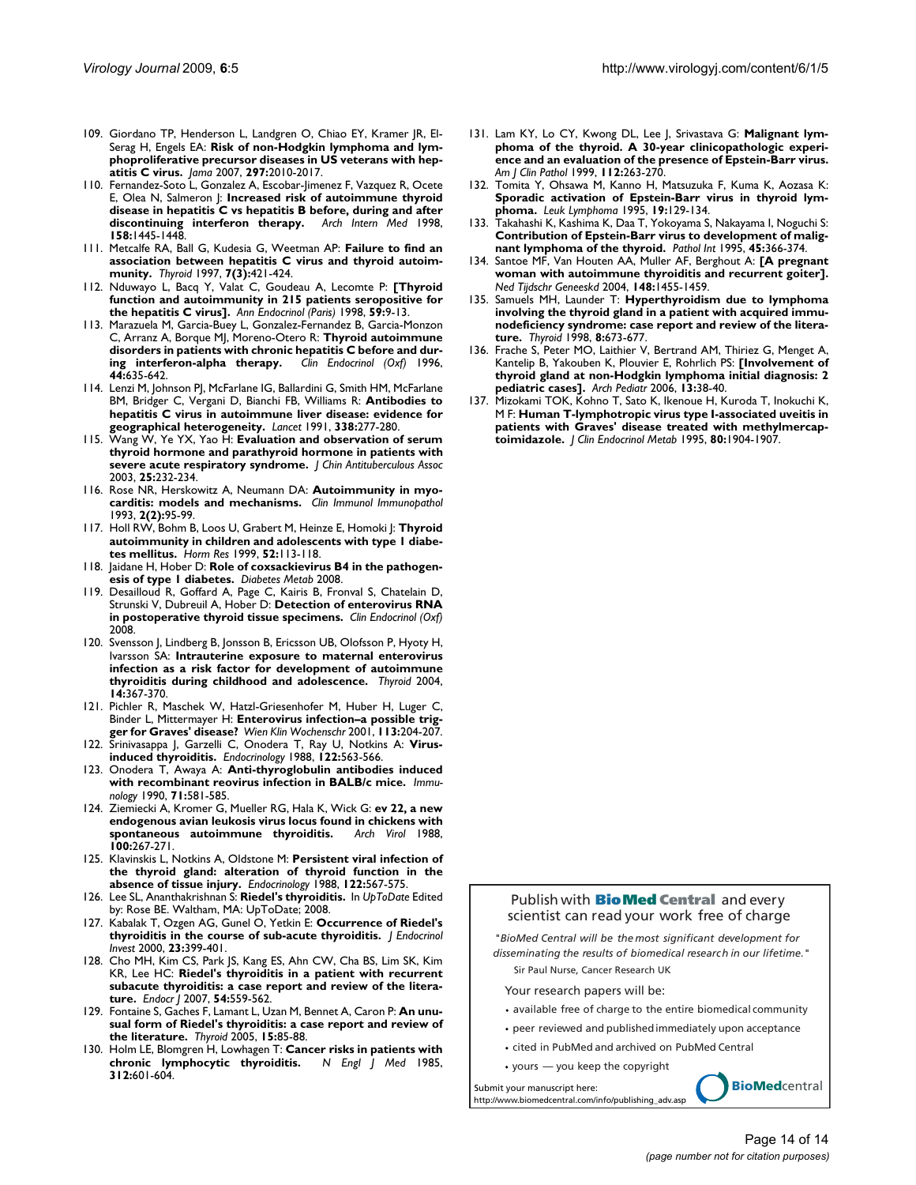109. Giordano TP, Henderson L, Landgren O, Chiao EY, Kramer JR, El-Serag H, Engels EA: **Risk of non-Hodgkin lymphoma and lymphoproliferative precursor diseases in US veterans with hepatitis C virus.** *Jama* 2007, **297:**2010-2017.
110. Fernandez-Soto L, Gonzalez A, Escobar-Jimenez F, Vazquez R, Ocete E, Olea N, Salmeron J: **Increased risk of autoimmune thyroid disease in hepatitis C vs hepatitis B before, during and after discontinuing interferon therapy.** *Arch Intern Med* 1998, **158:**1445-1448.
111. Metcalfe RA, Ball G, Kudesia G, Weetman AP: **Failure to find an association between hepatitis C virus and thyroid autoimmunity.** *Thyroid* 1997, **7(3):**421-424.
112. Nduwayo L, Bacq Y, Valat C, Goudeau A, Lecomte P: **[Thyroid function and autoimmunity in 215 patients seropositive for the hepatitis C virus].** *Ann Endocrinol (Paris)* 1998, **59:**9-13.
113. Marazuela M, Garcia-Buey L, Gonzalez-Fernandez B, Garcia-Monzon C, Arranz A, Borque MJ, Moreno-Otero R: **Thyroid autoimmune disorders in patients with chronic hepatitis C before and during interferon-alpha therapy.** *Clin Endocrinol (Oxf)* 1996, **44:**635-642.
114. Lenzi M, Johnson PJ, McFarlane IG, Ballardini G, Smith HM, McFarlane BM, Bridger C, Vergani D, Bianchi FB, Williams R: **Antibodies to hepatitis C virus in autoimmune liver disease: evidence for geographical heterogeneity.** *Lancet* 1991, **338:**277-280.
115. Wang W, Ye YX, Yao H: **Evaluation and observation of serum thyroid hormone and parathyroid hormone in patients with severe acute respiratory syndrome.** *J Chin Antituberculous Assoc* 2003, **25:**232-234.
116. Rose NR, Herskowitz A, Neumann DA: **Autoimmunity in myocarditis: models and mechanisms.** *Clin Immunol Immunopathol* 1993, **2(2):**95-99.
117. Holl RW, Bohm B, Loos U, Grabert M, Heinze E, Homoki J: **Thyroid autoimmunity in children and adolescents with type 1 diabetes mellitus.** *Horm Res* 1999, **52:**113-118.
118. Jaidane H, Hober D: **Role of coxsackievirus B4 in the pathogenesis of type 1 diabetes.** *Diabetes Metab* 2008.
119. Desailloud R, Goffard A, Page C, Kairis B, Fronval S, Chatelain D, Strunski V, Dubreuil A, Hober D: **Detection of enterovirus RNA in postoperative thyroid tissue specimens.** *Clin Endocrinol (Oxf)* 2008.
120. Svensson J, Lindberg B, Jonsson B, Ericsson UB, Olofsson P, Hyoty H, Ivarsson SA: **Intrauterine exposure to maternal enterovirus infection as a risk factor for development of autoimmune thyroiditis during childhood and adolescence.** *Thyroid* 2004, **14:**367-370.
121. Pichler R, Maschek W, Hatzl-Griesenhofer M, Huber H, Luger C, Binder L, Mittermayer H: **Enterovirus infection–a possible trigger for Graves' disease?** *Wien Klin Wochenschr* 2001, **113:**204-207.
122. Srinivasappa J, Garzelli C, Onodera T, Ray U, Notkins A: **Virus-induced thyroiditis.** *Endocrinology* 1988, **122:**563-566.
123. Onodera T, Awaya A: **Anti-thyroglobulin antibodies induced with recombinant reovirus infection in BALB/c mice.** *Immunology* 1990, **71:**581-585.
124. Ziemiecki A, Kromer G, Mueller RG, Hala K, Wick G: **ev 22, a new endogenous avian leukosis virus locus found in chickens with spontaneous autoimmune thyroiditis.** *Arch Virol* 1988, **100:**267-271.
125. Klavinskis L, Notkins A, Oldstone M: **Persistent viral infection of the thyroid gland: alteration of thyroid function in the absence of tissue injury.** *Endocrinology* 1988, **122:**567-575.
126. Lee SL, Ananthakrishnan S: **Riedel's thyroiditis.** In *UpToDate* Edited by: Rose BE. Waltham, MA: UpToDate; 2008.
127. Kabalak T, Ozgen AG, Gunel O, Yetkin E: **Occurrence of Riedel's thyroiditis in the course of sub-acute thyroiditis.** *J Endocrinol Invest* 2000, **23:**399-401.
128. Cho MH, Kim CS, Park JS, Kang ES, Ahn CW, Cha BS, Lim SK, Kim KR, Lee HC: **Riedel's thyroiditis in a patient with recurrent subacute thyroiditis: a case report and review of the literature.** *Endocr J* 2007, **54:**559-562.
129. Fontaine S, Gaches F, Lamant L, Uzan M, Bennet A, Caron P: **An unusual form of Riedel's thyroiditis: a case report and review of the literature.** *Thyroid* 2005, **15:**85-88.
130. Holm LE, Blomgren H, Lowhagen T: **Cancer risks in patients with chronic lymphocytic thyroiditis.** *N Engl J Med* 1985, **312:**601-604.
131. Lam KY, Lo CY, Kwong DL, Lee J, Srivastava G: **Malignant lymphoma of the thyroid. A 30-year clinicopathologic experience and an evaluation of the presence of Epstein-Barr virus.** *Am J Clin Pathol* 1999, **112:**263-270.
132. Tomita Y, Ohsawa M, Kanno H, Matsuzuka F, Kuma K, Aozasa K: **Sporadic activation of Epstein-Barr virus in thyroid lymphoma.** *Leuk Lymphoma* 1995, **19:**129-134.
133. Takahashi K, Kashima K, Daa T, Yokoyama S, Nakayama I, Noguchi S: **Contribution of Epstein-Barr virus to development of malignant lymphoma of the thyroid.** *Pathol Int* 1995, **45:**366-374.
134. Santoe MF, Van Houten AA, Muller AF, Berghout A: **[A pregnant woman with autoimmune thyroiditis and recurrent goiter].** *Ned Tijdschr Geneeskd* 2004, **148:**1455-1459.
135. Samuels MH, Launder T: **Hyperthyroidism due to lymphoma involving the thyroid gland in a patient with acquired immunodeficiency syndrome: case report and review of the literature.** *Thyroid* 1998, **8:**673-677.
136. Frache S, Peter MO, Laithier V, Bertrand AM, Thiriez G, Menget A, Kantelip B, Yakouben K, Plouvier E, Rohrlich PS: **[Involvement of thyroid gland at non-Hodgkin lymphoma initial diagnosis: 2 pediatric cases].** *Arch Pediatr* 2006, **13:**38-40.
137. Mizokami TOK, Kohno T, Sato K, Ikenoue H, Kuroda T, Inokuchi K, M F: **Human T-lymphotropic virus type I-associated uveitis in patients with Graves' disease treated with methylmercaptoimidazole.** *J Clin Endocrinol Metab* 1995, **80:**1904-1907.

Publish with **BioMed Central** and every scientist can read your work free of charge

*"BioMed Central will be the most significant development for disseminating the results of biomedical research in our lifetime."*
Sir Paul Nurse, Cancer Research UK

Your research papers will be:

- available free of charge to the entire biomedical community
- peer reviewed and published immediately upon acceptance
- cited in PubMed and archived on PubMed Central
- yours — you keep the copyright

Submit your manuscript here:
http://www.biomedcentral.com/info/publishing_adv.asp

BioMedcentral